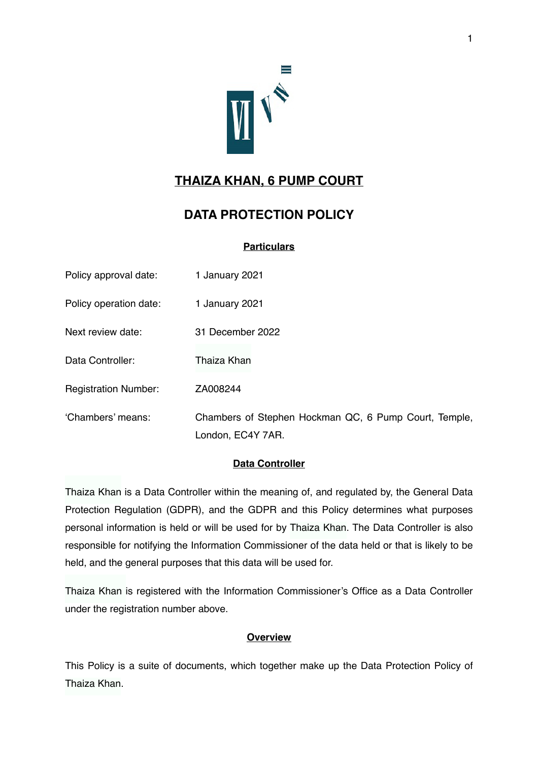# THAIZA KHAN, 6 PUMP COURT

## DATA PROTECTION POLICY

### Particulars

| | |
|---|---|
| Policy approval date: | 1 January 2021 |
| Policy operation date: | 1 January 2021 |
| Next review date: | 31 December 2022 |
| Data Controller: | Thaiza Khan |
| Registration Number: | ZA008244 |
| 'Chambers' means: | Chambers of Stephen Hockman QC, 6 Pump Court, Temple, London, EC4Y 7AR. |

### Data Controller

Thaiza Khan is a Data Controller within the meaning of, and regulated by, the General Data Protection Regulation (GDPR), and the GDPR and this Policy determines what purposes personal information is held or will be used for by Thaiza Khan. The Data Controller is also responsible for notifying the Information Commissioner of the data held or that is likely to be held, and the general purposes that this data will be used for.

Thaiza Khan is registered with the Information Commissioner's Office as a Data Controller under the registration number above.

### Overview

This Policy is a suite of documents, which together make up the Data Protection Policy of Thaiza Khan.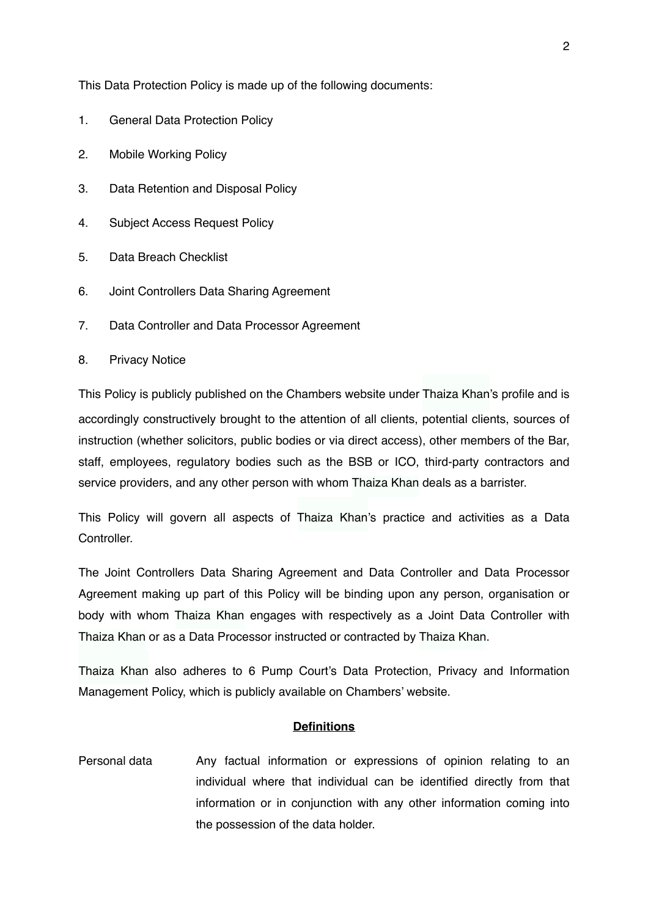This Data Protection Policy is made up of the following documents:

1. General Data Protection Policy
2. Mobile Working Policy
3. Data Retention and Disposal Policy
4. Subject Access Request Policy
5. Data Breach Checklist
6. Joint Controllers Data Sharing Agreement
7. Data Controller and Data Processor Agreement
8. Privacy Notice

This Policy is publicly published on the Chambers website under Thaiza Khan's profile and is accordingly constructively brought to the attention of all clients, potential clients, sources of instruction (whether solicitors, public bodies or via direct access), other members of the Bar, staff, employees, regulatory bodies such as the BSB or ICO, third-party contractors and service providers, and any other person with whom Thaiza Khan deals as a barrister.

This Policy will govern all aspects of Thaiza Khan's practice and activities as a Data Controller.

The Joint Controllers Data Sharing Agreement and Data Controller and Data Processor Agreement making up part of this Policy will be binding upon any person, organisation or body with whom Thaiza Khan engages with respectively as a Joint Data Controller with Thaiza Khan or as a Data Processor instructed or contracted by Thaiza Khan.

Thaiza Khan also adheres to 6 Pump Court's Data Protection, Privacy and Information Management Policy, which is publicly available on Chambers' website.

## Definitions

| | |
|---|---|
| Personal data | Any factual information or expressions of opinion relating to an individual where that individual can be identified directly from that information or in conjunction with any other information coming into the possession of the data holder. |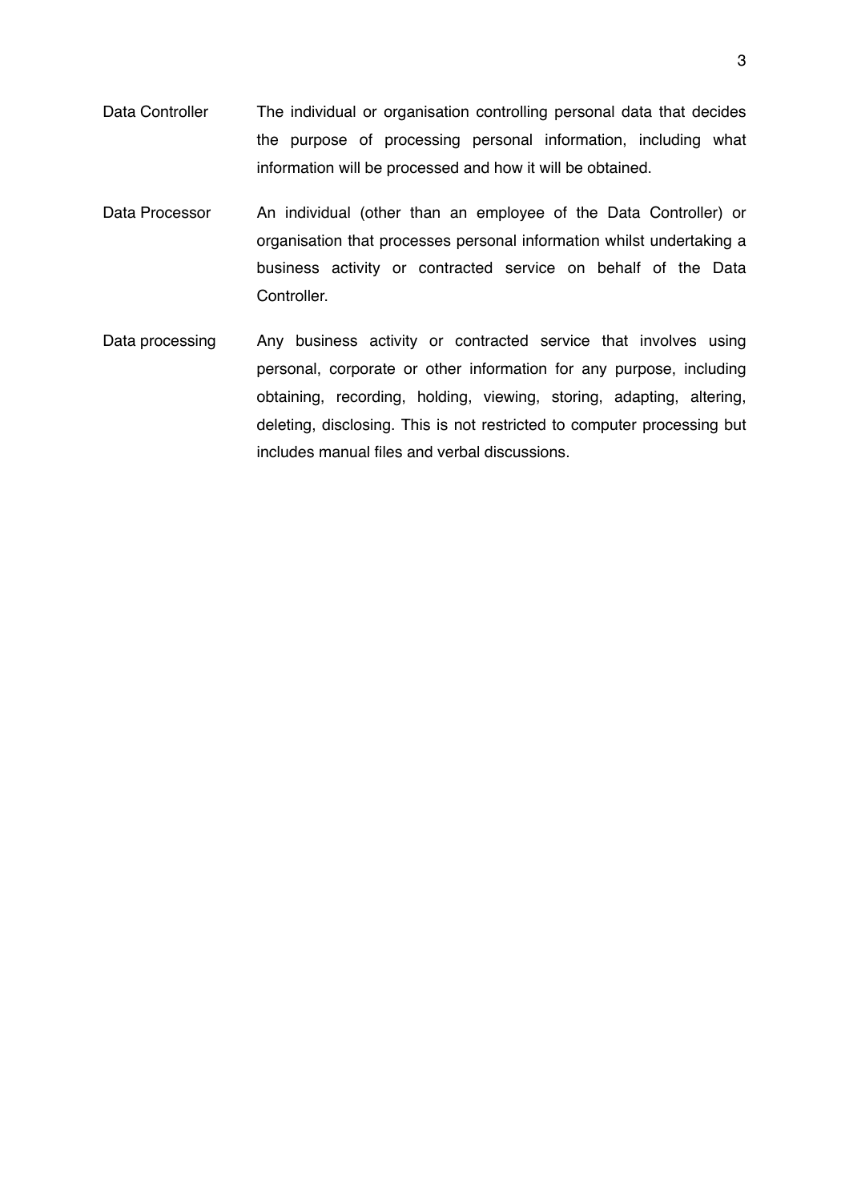| | |
|---|---|
| Data Controller | The individual or organisation controlling personal data that decides the purpose of processing personal information, including what information will be processed and how it will be obtained. |
| Data Processor | An individual (other than an employee of the Data Controller) or organisation that processes personal information whilst undertaking a business activity or contracted service on behalf of the Data Controller. |
| Data processing | Any business activity or contracted service that involves using personal, corporate or other information for any purpose, including obtaining, recording, holding, viewing, storing, adapting, altering, deleting, disclosing. This is not restricted to computer processing but includes manual files and verbal discussions. |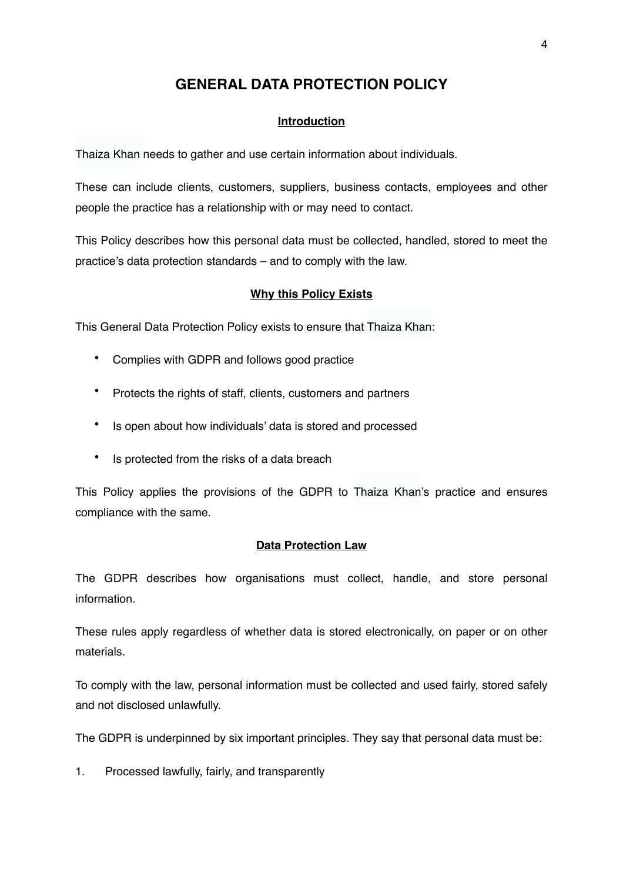# GENERAL DATA PROTECTION POLICY

## Introduction

Thaiza Khan needs to gather and use certain information about individuals.

These can include clients, customers, suppliers, business contacts, employees and other people the practice has a relationship with or may need to contact.

This Policy describes how this personal data must be collected, handled, stored to meet the practice's data protection standards – and to comply with the law.

## Why this Policy Exists

This General Data Protection Policy exists to ensure that Thaiza Khan:

- Complies with GDPR and follows good practice
- Protects the rights of staff, clients, customers and partners
- Is open about how individuals' data is stored and processed
- Is protected from the risks of a data breach

This Policy applies the provisions of the GDPR to Thaiza Khan's practice and ensures compliance with the same.

## Data Protection Law

The GDPR describes how organisations must collect, handle, and store personal information.

These rules apply regardless of whether data is stored electronically, on paper or on other materials.

To comply with the law, personal information must be collected and used fairly, stored safely and not disclosed unlawfully.

The GDPR is underpinned by six important principles. They say that personal data must be:

1. Processed lawfully, fairly, and transparently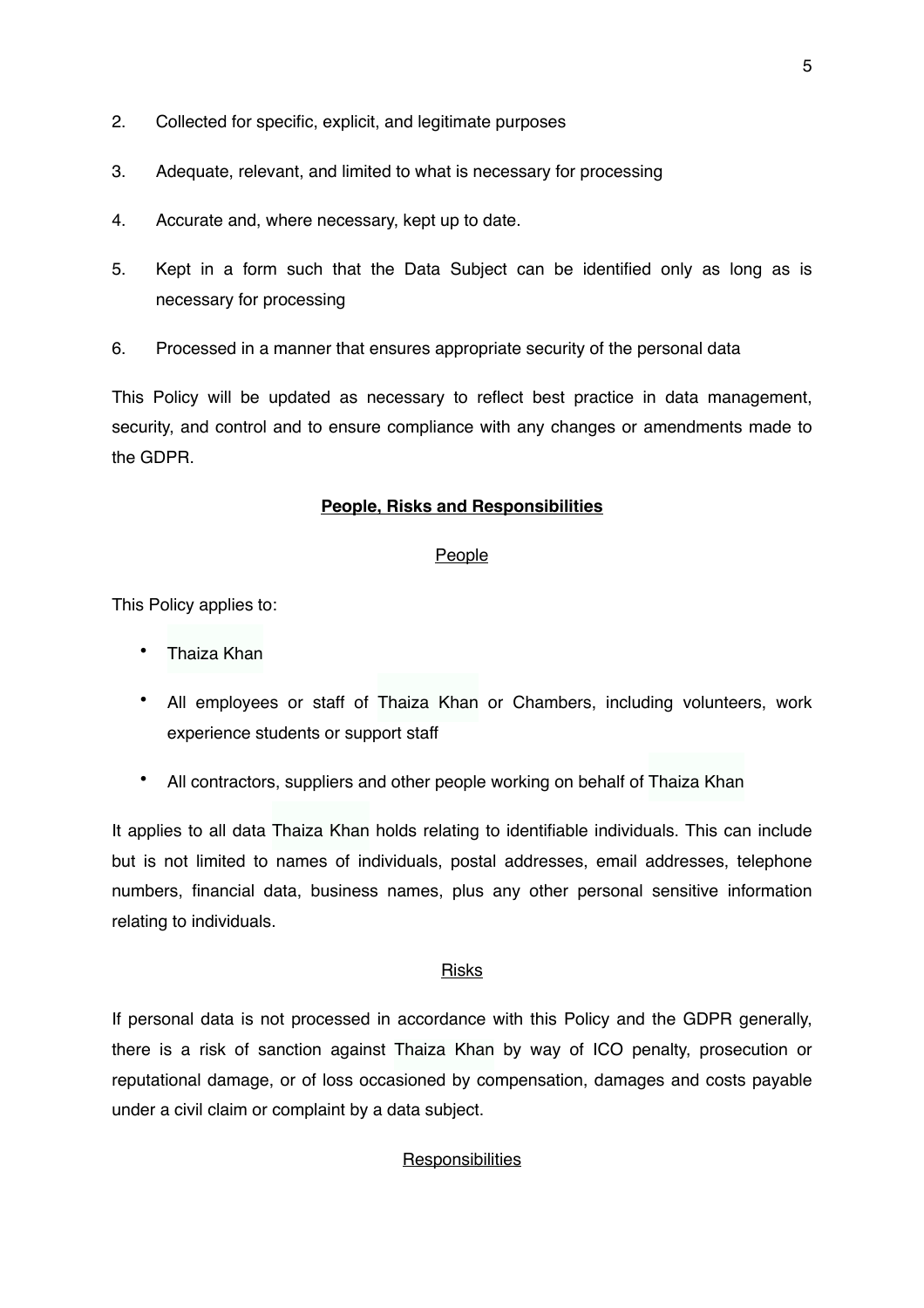2. Collected for specific, explicit, and legitimate purposes

3. Adequate, relevant, and limited to what is necessary for processing

4. Accurate and, where necessary, kept up to date.

5. Kept in a form such that the Data Subject can be identified only as long as is necessary for processing

6. Processed in a manner that ensures appropriate security of the personal data

This Policy will be updated as necessary to reflect best practice in data management, security, and control and to ensure compliance with any changes or amendments made to the GDPR.

**People, Risks and Responsibilities**

People

This Policy applies to:

- Thaiza Khan
- All employees or staff of Thaiza Khan or Chambers, including volunteers, work experience students or support staff
- All contractors, suppliers and other people working on behalf of Thaiza Khan

It applies to all data Thaiza Khan holds relating to identifiable individuals. This can include but is not limited to names of individuals, postal addresses, email addresses, telephone numbers, financial data, business names, plus any other personal sensitive information relating to individuals.

Risks

If personal data is not processed in accordance with this Policy and the GDPR generally, there is a risk of sanction against Thaiza Khan by way of ICO penalty, prosecution or reputational damage, or of loss occasioned by compensation, damages and costs payable under a civil claim or complaint by a data subject.

Responsibilities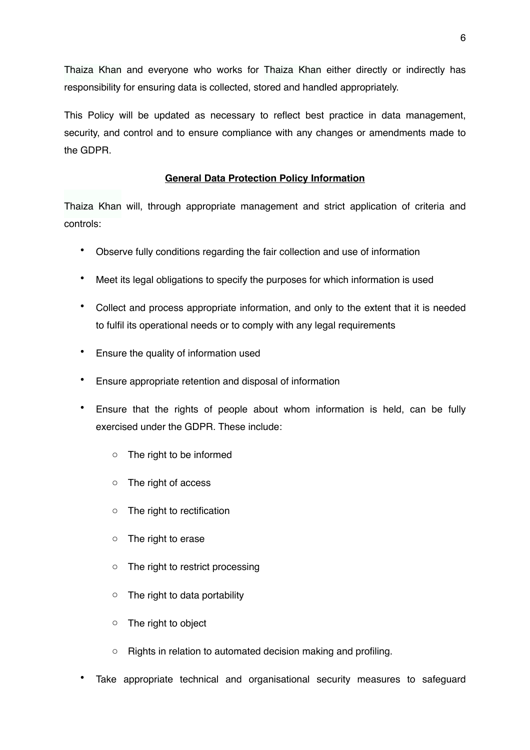Thaiza Khan and everyone who works for Thaiza Khan either directly or indirectly has responsibility for ensuring data is collected, stored and handled appropriately.

This Policy will be updated as necessary to reflect best practice in data management, security, and control and to ensure compliance with any changes or amendments made to the GDPR.

**General Data Protection Policy Information**

Thaiza Khan will, through appropriate management and strict application of criteria and controls:

- Observe fully conditions regarding the fair collection and use of information
- Meet its legal obligations to specify the purposes for which information is used
- Collect and process appropriate information, and only to the extent that it is needed to fulfil its operational needs or to comply with any legal requirements
- Ensure the quality of information used
- Ensure appropriate retention and disposal of information
- Ensure that the rights of people about whom information is held, can be fully exercised under the GDPR. These include:
    - The right to be informed
    - The right of access
    - The right to rectification
    - The right to erase
    - The right to restrict processing
    - The right to data portability
    - The right to object
    - Rights in relation to automated decision making and profiling.
- Take appropriate technical and organisational security measures to safeguard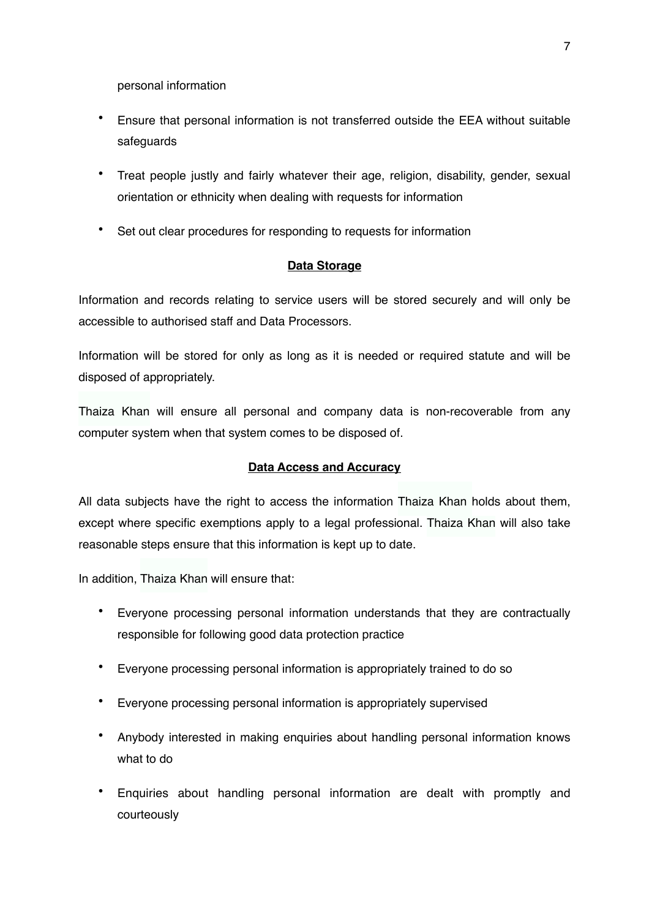personal information

- Ensure that personal information is not transferred outside the EEA without suitable safeguards
- Treat people justly and fairly whatever their age, religion, disability, gender, sexual orientation or ethnicity when dealing with requests for information
- Set out clear procedures for responding to requests for information

**Data Storage**

Information and records relating to service users will be stored securely and will only be accessible to authorised staff and Data Processors.

Information will be stored for only as long as it is needed or required statute and will be disposed of appropriately.

Thaiza Khan will ensure all personal and company data is non-recoverable from any computer system when that system comes to be disposed of.

**Data Access and Accuracy**

All data subjects have the right to access the information Thaiza Khan holds about them, except where specific exemptions apply to a legal professional. Thaiza Khan will also take reasonable steps ensure that this information is kept up to date.

In addition, Thaiza Khan will ensure that:

- Everyone processing personal information understands that they are contractually responsible for following good data protection practice
- Everyone processing personal information is appropriately trained to do so
- Everyone processing personal information is appropriately supervised
- Anybody interested in making enquiries about handling personal information knows what to do
- Enquiries about handling personal information are dealt with promptly and courteously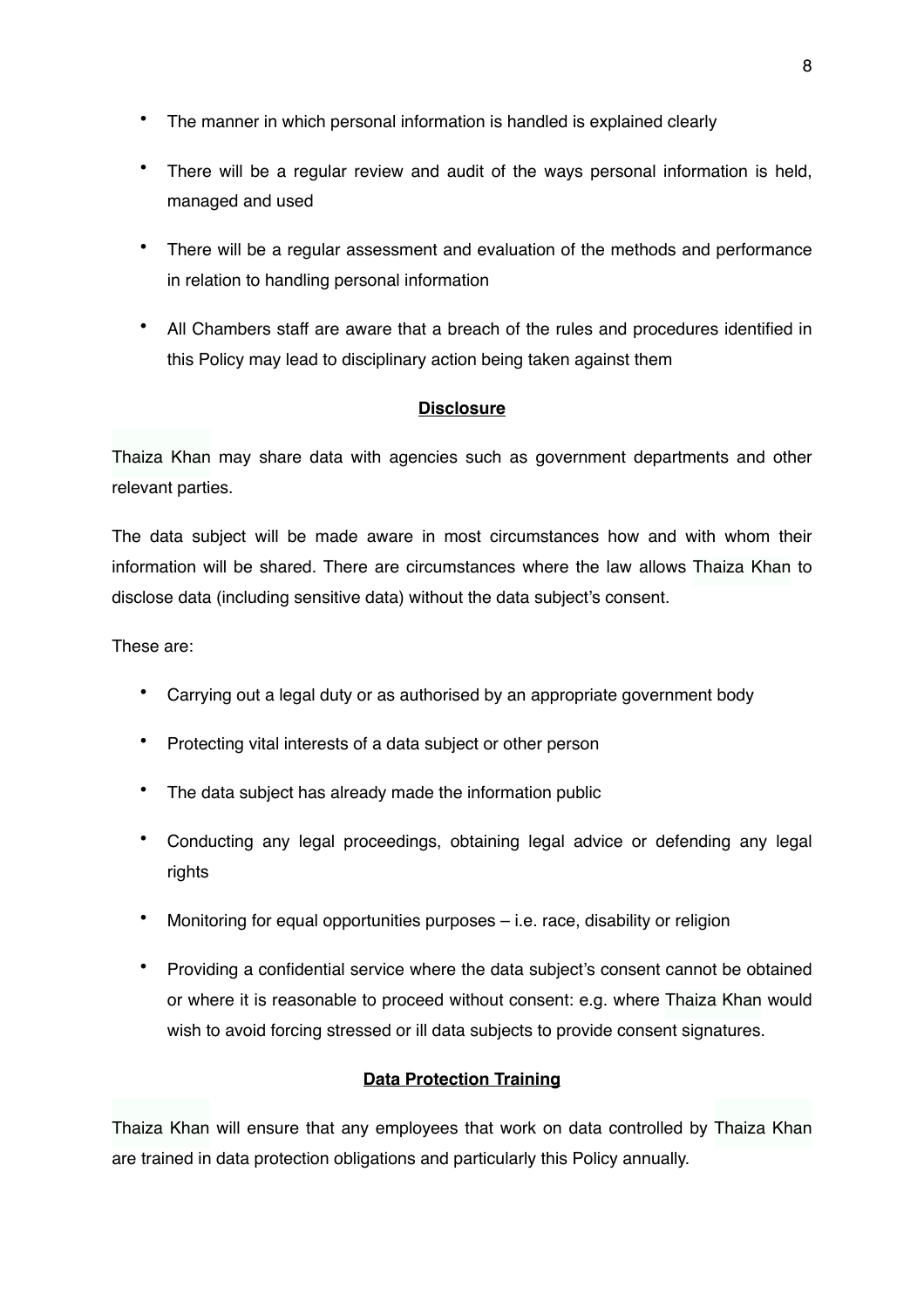- The manner in which personal information is handled is explained clearly
- There will be a regular review and audit of the ways personal information is held, managed and used
- There will be a regular assessment and evaluation of the methods and performance in relation to handling personal information
- All Chambers staff are aware that a breach of the rules and procedures identified in this Policy may lead to disciplinary action being taken against them

## Disclosure

Thaiza Khan may share data with agencies such as government departments and other relevant parties.

The data subject will be made aware in most circumstances how and with whom their information will be shared. There are circumstances where the law allows Thaiza Khan to disclose data (including sensitive data) without the data subject's consent.

These are:

- Carrying out a legal duty or as authorised by an appropriate government body
- Protecting vital interests of a data subject or other person
- The data subject has already made the information public
- Conducting any legal proceedings, obtaining legal advice or defending any legal rights
- Monitoring for equal opportunities purposes – i.e. race, disability or religion
- Providing a confidential service where the data subject's consent cannot be obtained or where it is reasonable to proceed without consent: e.g. where Thaiza Khan would wish to avoid forcing stressed or ill data subjects to provide consent signatures.

## Data Protection Training

Thaiza Khan will ensure that any employees that work on data controlled by Thaiza Khan are trained in data protection obligations and particularly this Policy annually.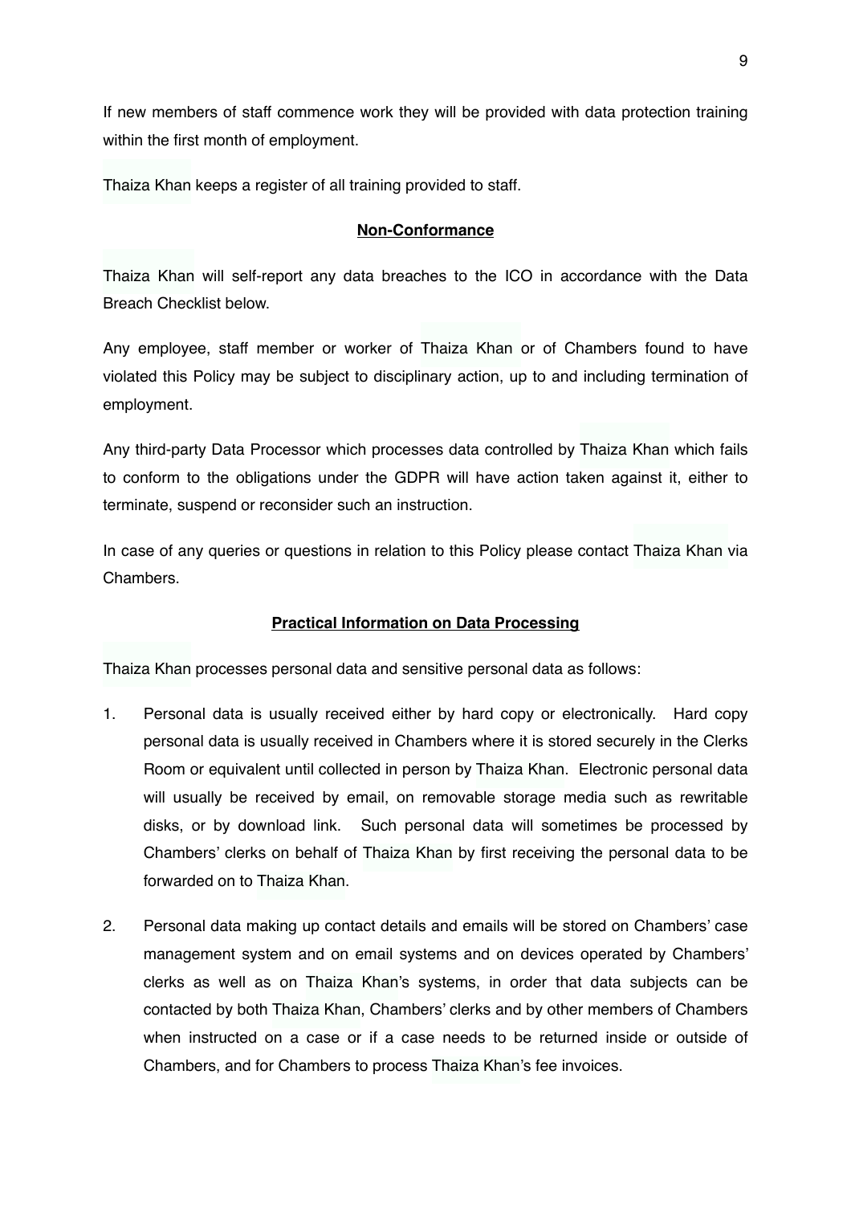If new members of staff commence work they will be provided with data protection training within the first month of employment.

Thaiza Khan keeps a register of all training provided to staff.

**Non-Conformance**

Thaiza Khan will self-report any data breaches to the ICO in accordance with the Data Breach Checklist below.

Any employee, staff member or worker of Thaiza Khan or of Chambers found to have violated this Policy may be subject to disciplinary action, up to and including termination of employment.

Any third-party Data Processor which processes data controlled by Thaiza Khan which fails to conform to the obligations under the GDPR will have action taken against it, either to terminate, suspend or reconsider such an instruction.

In case of any queries or questions in relation to this Policy please contact Thaiza Khan via Chambers.

**Practical Information on Data Processing**

Thaiza Khan processes personal data and sensitive personal data as follows:

1. Personal data is usually received either by hard copy or electronically. Hard copy personal data is usually received in Chambers where it is stored securely in the Clerks Room or equivalent until collected in person by Thaiza Khan. Electronic personal data will usually be received by email, on removable storage media such as rewritable disks, or by download link. Such personal data will sometimes be processed by Chambers' clerks on behalf of Thaiza Khan by first receiving the personal data to be forwarded on to Thaiza Khan.

2. Personal data making up contact details and emails will be stored on Chambers' case management system and on email systems and on devices operated by Chambers' clerks as well as on Thaiza Khan's systems, in order that data subjects can be contacted by both Thaiza Khan, Chambers' clerks and by other members of Chambers when instructed on a case or if a case needs to be returned inside or outside of Chambers, and for Chambers to process Thaiza Khan's fee invoices.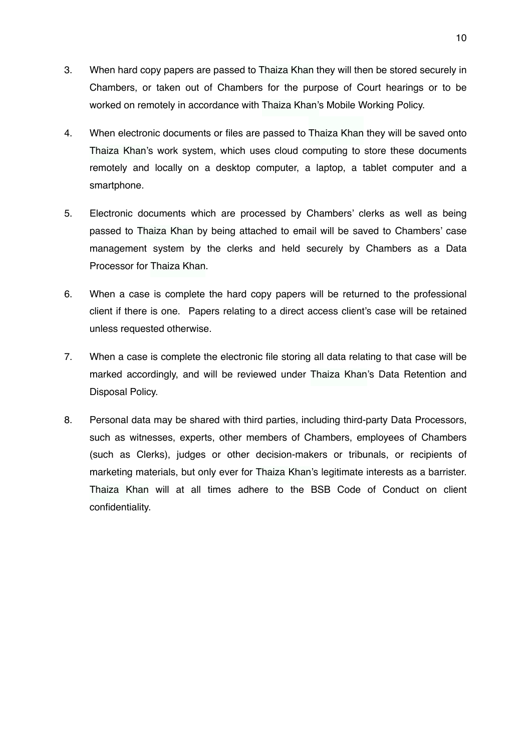3. When hard copy papers are passed to Thaiza Khan they will then be stored securely in Chambers, or taken out of Chambers for the purpose of Court hearings or to be worked on remotely in accordance with Thaiza Khan's Mobile Working Policy.

4. When electronic documents or files are passed to Thaiza Khan they will be saved onto Thaiza Khan's work system, which uses cloud computing to store these documents remotely and locally on a desktop computer, a laptop, a tablet computer and a smartphone.

5. Electronic documents which are processed by Chambers' clerks as well as being passed to Thaiza Khan by being attached to email will be saved to Chambers' case management system by the clerks and held securely by Chambers as a Data Processor for Thaiza Khan.

6. When a case is complete the hard copy papers will be returned to the professional client if there is one. Papers relating to a direct access client's case will be retained unless requested otherwise.

7. When a case is complete the electronic file storing all data relating to that case will be marked accordingly, and will be reviewed under Thaiza Khan's Data Retention and Disposal Policy.

8. Personal data may be shared with third parties, including third-party Data Processors, such as witnesses, experts, other members of Chambers, employees of Chambers (such as Clerks), judges or other decision-makers or tribunals, or recipients of marketing materials, but only ever for Thaiza Khan's legitimate interests as a barrister. Thaiza Khan will at all times adhere to the BSB Code of Conduct on client confidentiality.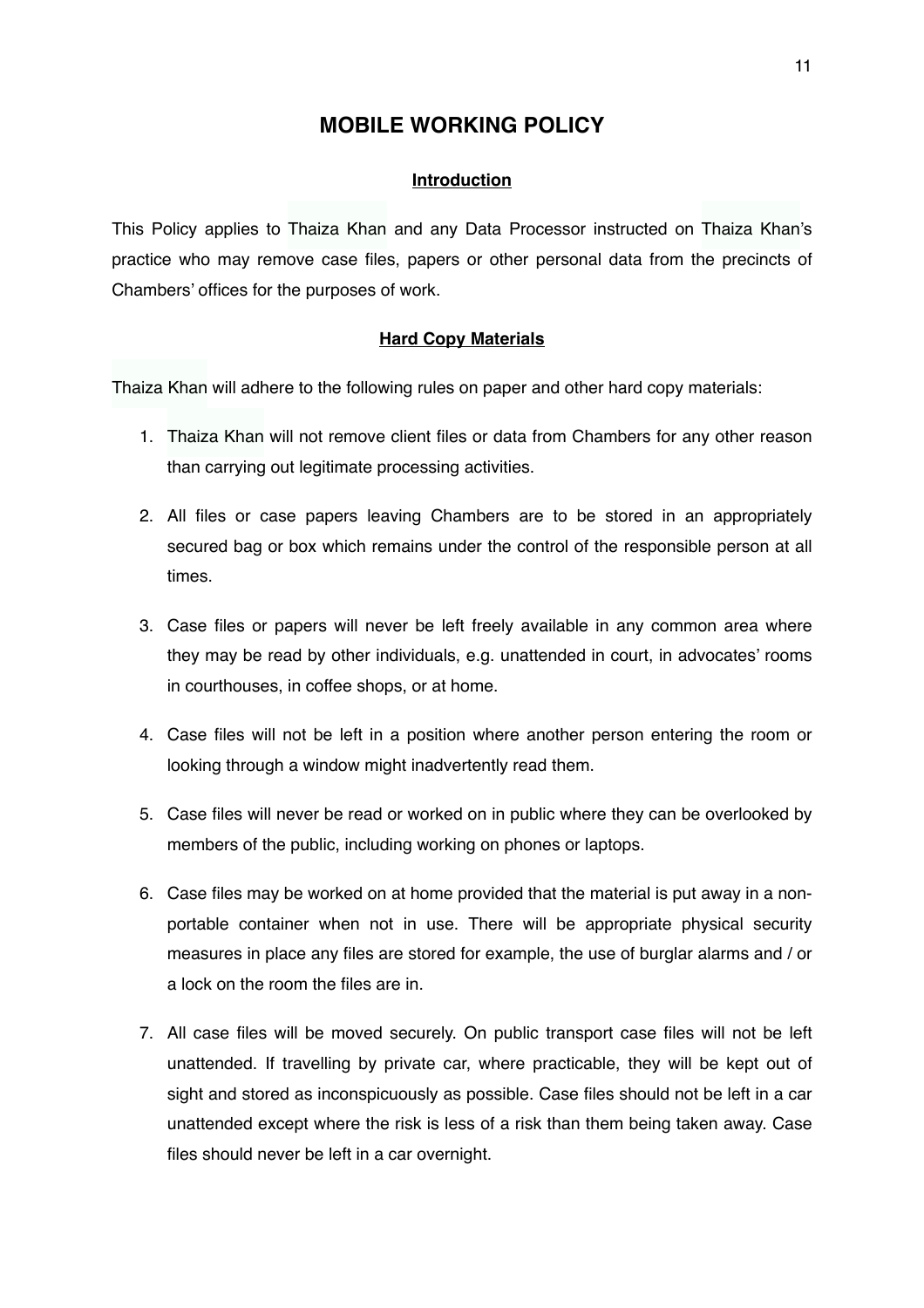# MOBILE WORKING POLICY

## Introduction

This Policy applies to Thaiza Khan and any Data Processor instructed on Thaiza Khan's practice who may remove case files, papers or other personal data from the precincts of Chambers' offices for the purposes of work.

## Hard Copy Materials

Thaiza Khan will adhere to the following rules on paper and other hard copy materials:

1. Thaiza Khan will not remove client files or data from Chambers for any other reason than carrying out legitimate processing activities.

2. All files or case papers leaving Chambers are to be stored in an appropriately secured bag or box which remains under the control of the responsible person at all times.

3. Case files or papers will never be left freely available in any common area where they may be read by other individuals, e.g. unattended in court, in advocates' rooms in courthouses, in coffee shops, or at home.

4. Case files will not be left in a position where another person entering the room or looking through a window might inadvertently read them.

5. Case files will never be read or worked on in public where they can be overlooked by members of the public, including working on phones or laptops.

6. Case files may be worked on at home provided that the material is put away in a non-portable container when not in use. There will be appropriate physical security measures in place any files are stored for example, the use of burglar alarms and / or a lock on the room the files are in.

7. All case files will be moved securely. On public transport case files will not be left unattended. If travelling by private car, where practicable, they will be kept out of sight and stored as inconspicuously as possible. Case files should not be left in a car unattended except where the risk is less of a risk than them being taken away. Case files should never be left in a car overnight.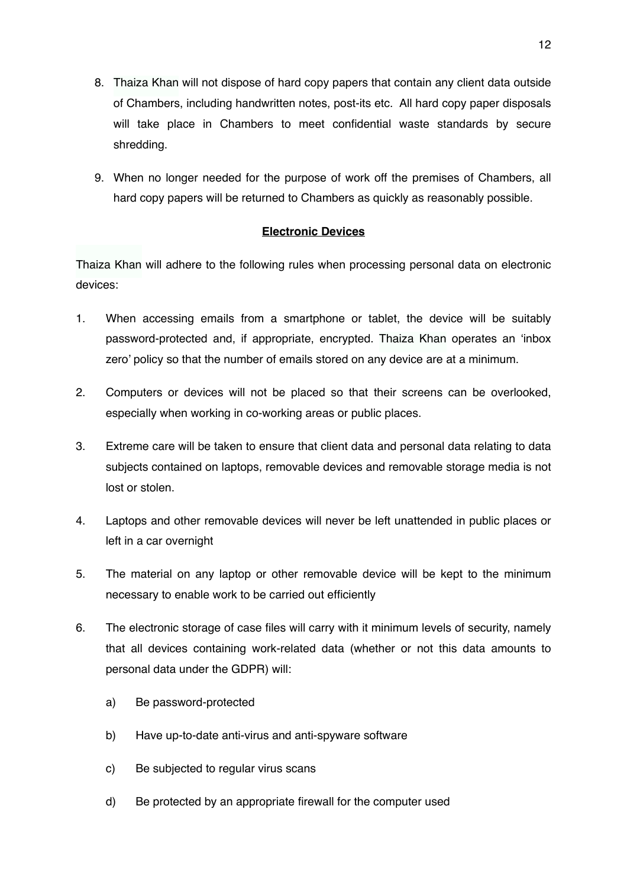8. Thaiza Khan will not dispose of hard copy papers that contain any client data outside of Chambers, including handwritten notes, post-its etc. All hard copy paper disposals will take place in Chambers to meet confidential waste standards by secure shredding.

9. When no longer needed for the purpose of work off the premises of Chambers, all hard copy papers will be returned to Chambers as quickly as reasonably possible.

**Electronic Devices**

Thaiza Khan will adhere to the following rules when processing personal data on electronic devices:

1. When accessing emails from a smartphone or tablet, the device will be suitably password-protected and, if appropriate, encrypted. Thaiza Khan operates an 'inbox zero' policy so that the number of emails stored on any device are at a minimum.

2. Computers or devices will not be placed so that their screens can be overlooked, especially when working in co-working areas or public places.

3. Extreme care will be taken to ensure that client data and personal data relating to data subjects contained on laptops, removable devices and removable storage media is not lost or stolen.

4. Laptops and other removable devices will never be left unattended in public places or left in a car overnight

5. The material on any laptop or other removable device will be kept to the minimum necessary to enable work to be carried out efficiently

6. The electronic storage of case files will carry with it minimum levels of security, namely that all devices containing work-related data (whether or not this data amounts to personal data under the GDPR) will:

    a) Be password-protected

    b) Have up-to-date anti-virus and anti-spyware software

    c) Be subjected to regular virus scans

    d) Be protected by an appropriate firewall for the computer used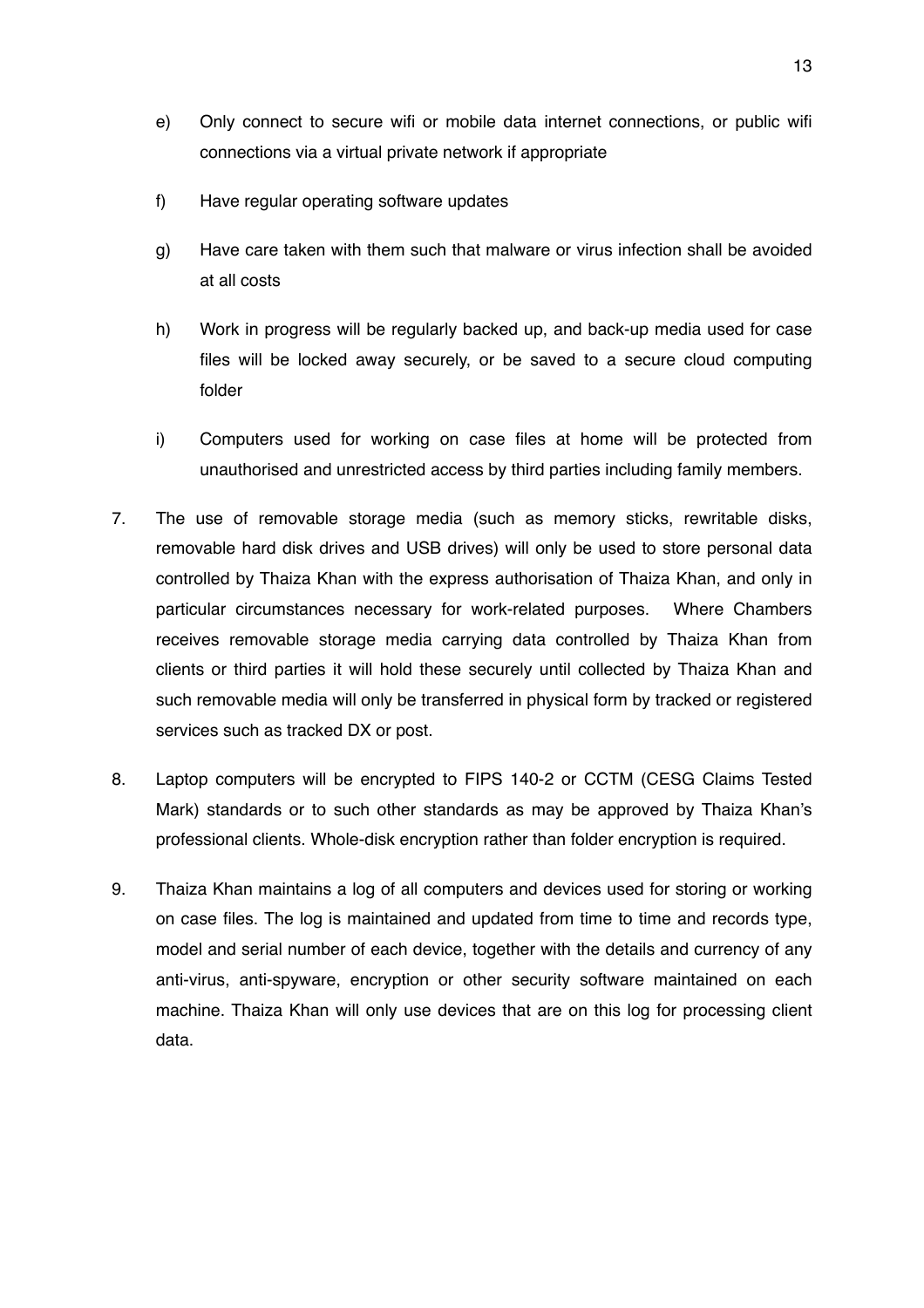e) Only connect to secure wifi or mobile data internet connections, or public wifi connections via a virtual private network if appropriate

f) Have regular operating software updates

g) Have care taken with them such that malware or virus infection shall be avoided at all costs

h) Work in progress will be regularly backed up, and back-up media used for case files will be locked away securely, or be saved to a secure cloud computing folder

i) Computers used for working on case files at home will be protected from unauthorised and unrestricted access by third parties including family members.

7. The use of removable storage media (such as memory sticks, rewritable disks, removable hard disk drives and USB drives) will only be used to store personal data controlled by Thaiza Khan with the express authorisation of Thaiza Khan, and only in particular circumstances necessary for work-related purposes. Where Chambers receives removable storage media carrying data controlled by Thaiza Khan from clients or third parties it will hold these securely until collected by Thaiza Khan and such removable media will only be transferred in physical form by tracked or registered services such as tracked DX or post.

8. Laptop computers will be encrypted to FIPS 140-2 or CCTM (CESG Claims Tested Mark) standards or to such other standards as may be approved by Thaiza Khan's professional clients. Whole-disk encryption rather than folder encryption is required.

9. Thaiza Khan maintains a log of all computers and devices used for storing or working on case files. The log is maintained and updated from time to time and records type, model and serial number of each device, together with the details and currency of any anti-virus, anti-spyware, encryption or other security software maintained on each machine. Thaiza Khan will only use devices that are on this log for processing client data.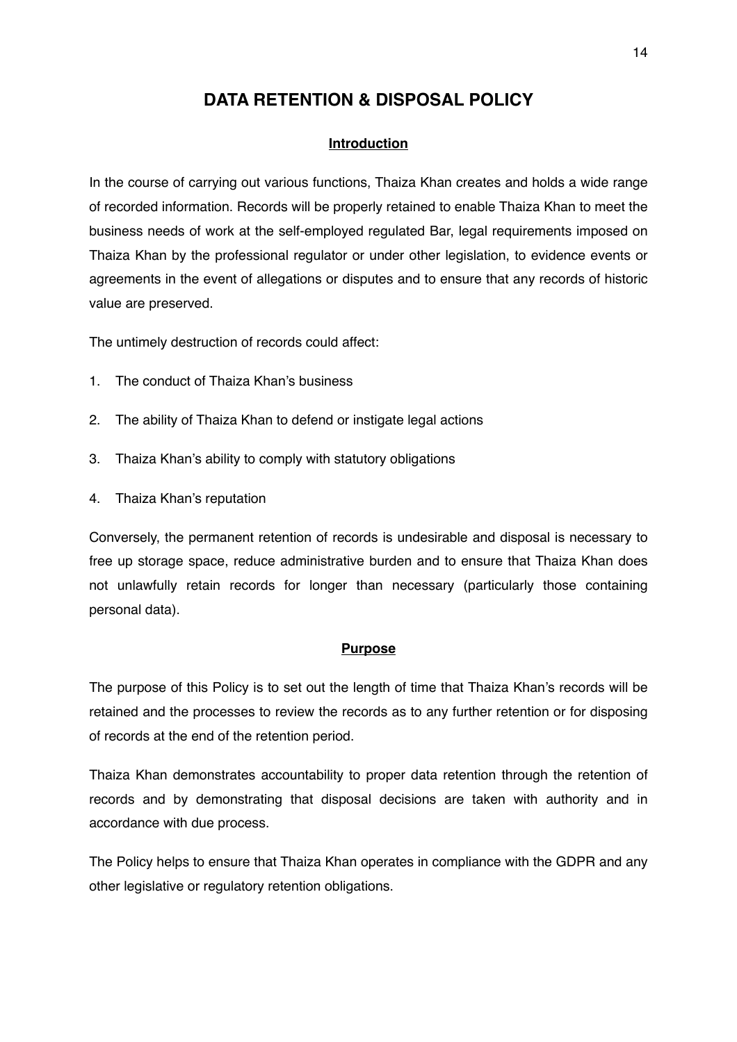# DATA RETENTION & DISPOSAL POLICY

## Introduction

In the course of carrying out various functions, Thaiza Khan creates and holds a wide range of recorded information. Records will be properly retained to enable Thaiza Khan to meet the business needs of work at the self-employed regulated Bar, legal requirements imposed on Thaiza Khan by the professional regulator or under other legislation, to evidence events or agreements in the event of allegations or disputes and to ensure that any records of historic value are preserved.

The untimely destruction of records could affect:

1. The conduct of Thaiza Khan's business
2. The ability of Thaiza Khan to defend or instigate legal actions
3. Thaiza Khan's ability to comply with statutory obligations
4. Thaiza Khan's reputation

Conversely, the permanent retention of records is undesirable and disposal is necessary to free up storage space, reduce administrative burden and to ensure that Thaiza Khan does not unlawfully retain records for longer than necessary (particularly those containing personal data).

## Purpose

The purpose of this Policy is to set out the length of time that Thaiza Khan's records will be retained and the processes to review the records as to any further retention or for disposing of records at the end of the retention period.

Thaiza Khan demonstrates accountability to proper data retention through the retention of records and by demonstrating that disposal decisions are taken with authority and in accordance with due process.

The Policy helps to ensure that Thaiza Khan operates in compliance with the GDPR and any other legislative or regulatory retention obligations.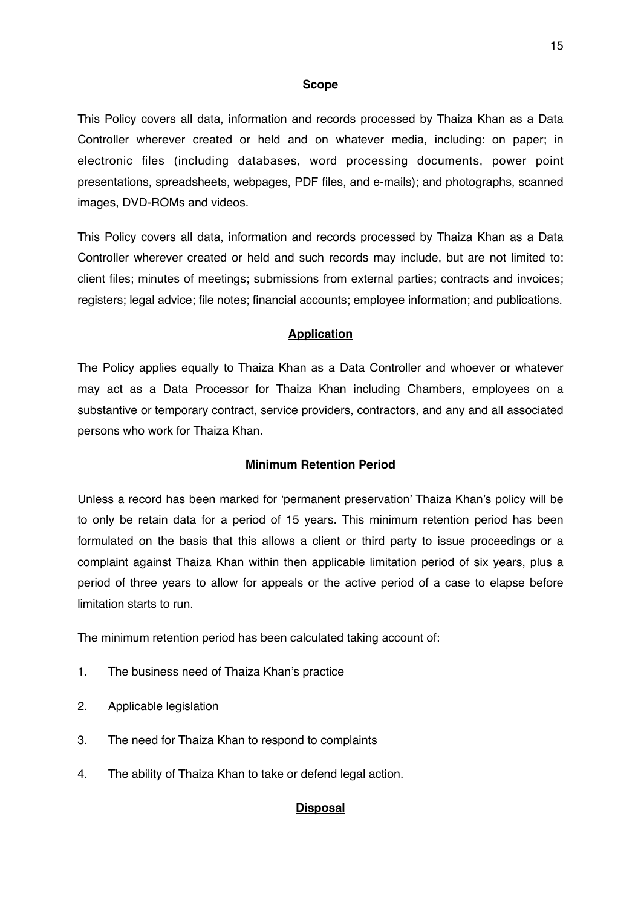## Scope

This Policy covers all data, information and records processed by Thaiza Khan as a Data Controller wherever created or held and on whatever media, including: on paper; in electronic files (including databases, word processing documents, power point presentations, spreadsheets, webpages, PDF files, and e-mails); and photographs, scanned images, DVD-ROMs and videos.

This Policy covers all data, information and records processed by Thaiza Khan as a Data Controller wherever created or held and such records may include, but are not limited to: client files; minutes of meetings; submissions from external parties; contracts and invoices; registers; legal advice; file notes; financial accounts; employee information; and publications.

## Application

The Policy applies equally to Thaiza Khan as a Data Controller and whoever or whatever may act as a Data Processor for Thaiza Khan including Chambers, employees on a substantive or temporary contract, service providers, contractors, and any and all associated persons who work for Thaiza Khan.

## Minimum Retention Period

Unless a record has been marked for 'permanent preservation' Thaiza Khan's policy will be to only be retain data for a period of 15 years. This minimum retention period has been formulated on the basis that this allows a client or third party to issue proceedings or a complaint against Thaiza Khan within then applicable limitation period of six years, plus a period of three years to allow for appeals or the active period of a case to elapse before limitation starts to run.

The minimum retention period has been calculated taking account of:

1. The business need of Thaiza Khan's practice
2. Applicable legislation
3. The need for Thaiza Khan to respond to complaints
4. The ability of Thaiza Khan to take or defend legal action.

## Disposal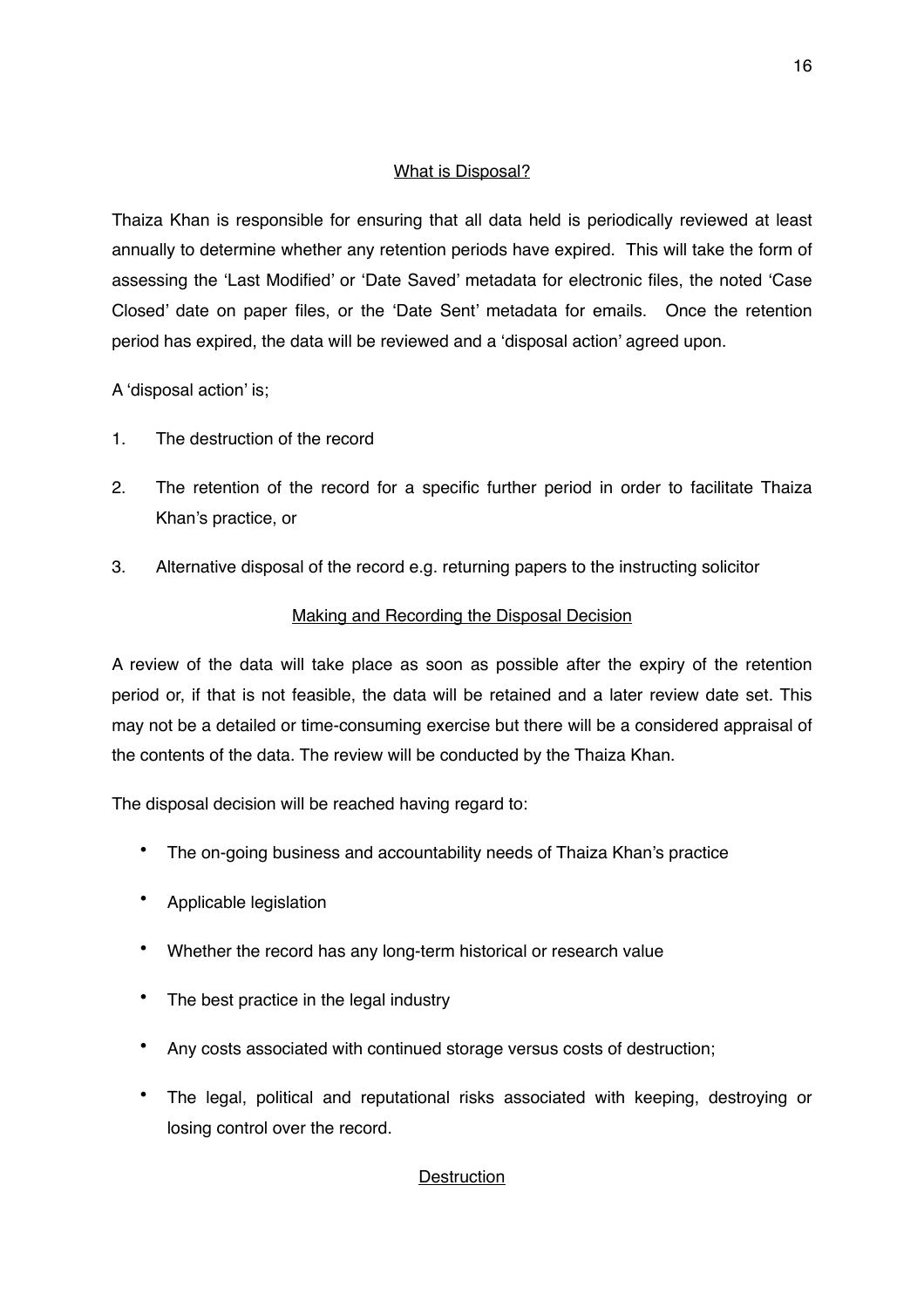## What is Disposal?

Thaiza Khan is responsible for ensuring that all data held is periodically reviewed at least annually to determine whether any retention periods have expired. This will take the form of assessing the 'Last Modified' or 'Date Saved' metadata for electronic files, the noted 'Case Closed' date on paper files, or the 'Date Sent' metadata for emails. Once the retention period has expired, the data will be reviewed and a 'disposal action' agreed upon.

A 'disposal action' is;

1. The destruction of the record
2. The retention of the record for a specific further period in order to facilitate Thaiza Khan's practice, or
3. Alternative disposal of the record e.g. returning papers to the instructing solicitor

## Making and Recording the Disposal Decision

A review of the data will take place as soon as possible after the expiry of the retention period or, if that is not feasible, the data will be retained and a later review date set. This may not be a detailed or time-consuming exercise but there will be a considered appraisal of the contents of the data. The review will be conducted by the Thaiza Khan.

The disposal decision will be reached having regard to:

- The on-going business and accountability needs of Thaiza Khan's practice
- Applicable legislation
- Whether the record has any long-term historical or research value
- The best practice in the legal industry
- Any costs associated with continued storage versus costs of destruction;
- The legal, political and reputational risks associated with keeping, destroying or losing control over the record.

## Destruction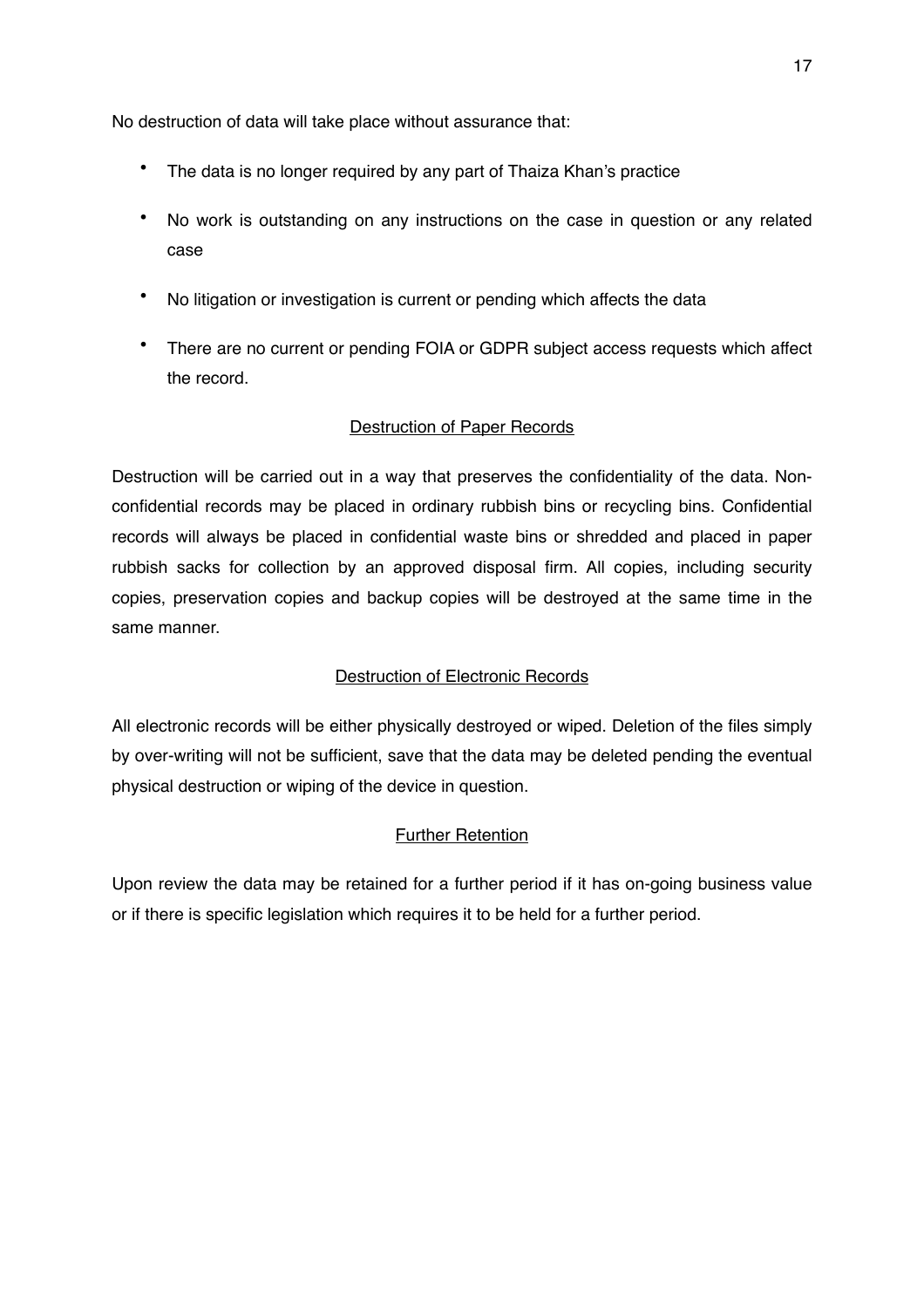No destruction of data will take place without assurance that:

- The data is no longer required by any part of Thaiza Khan's practice
- No work is outstanding on any instructions on the case in question or any related case
- No litigation or investigation is current or pending which affects the data
- There are no current or pending FOIA or GDPR subject access requests which affect the record.

## Destruction of Paper Records

Destruction will be carried out in a way that preserves the confidentiality of the data. Non-confidential records may be placed in ordinary rubbish bins or recycling bins. Confidential records will always be placed in confidential waste bins or shredded and placed in paper rubbish sacks for collection by an approved disposal firm. All copies, including security copies, preservation copies and backup copies will be destroyed at the same time in the same manner.

## Destruction of Electronic Records

All electronic records will be either physically destroyed or wiped. Deletion of the files simply by over-writing will not be sufficient, save that the data may be deleted pending the eventual physical destruction or wiping of the device in question.

## Further Retention

Upon review the data may be retained for a further period if it has on-going business value or if there is specific legislation which requires it to be held for a further period.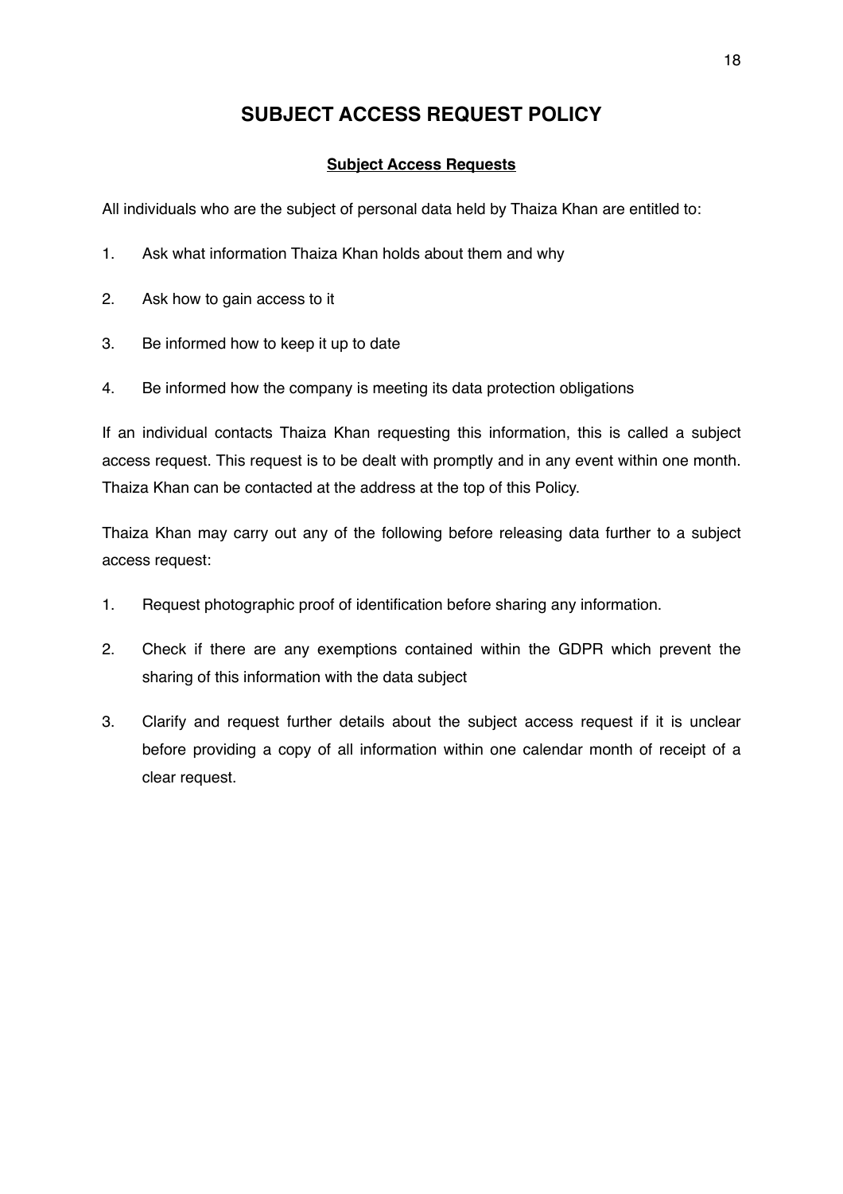# SUBJECT ACCESS REQUEST POLICY

## Subject Access Requests

All individuals who are the subject of personal data held by Thaiza Khan are entitled to:

1. Ask what information Thaiza Khan holds about them and why
2. Ask how to gain access to it
3. Be informed how to keep it up to date
4. Be informed how the company is meeting its data protection obligations

If an individual contacts Thaiza Khan requesting this information, this is called a subject access request. This request is to be dealt with promptly and in any event within one month. Thaiza Khan can be contacted at the address at the top of this Policy.

Thaiza Khan may carry out any of the following before releasing data further to a subject access request:

1. Request photographic proof of identification before sharing any information.
2. Check if there are any exemptions contained within the GDPR which prevent the sharing of this information with the data subject
3. Clarify and request further details about the subject access request if it is unclear before providing a copy of all information within one calendar month of receipt of a clear request.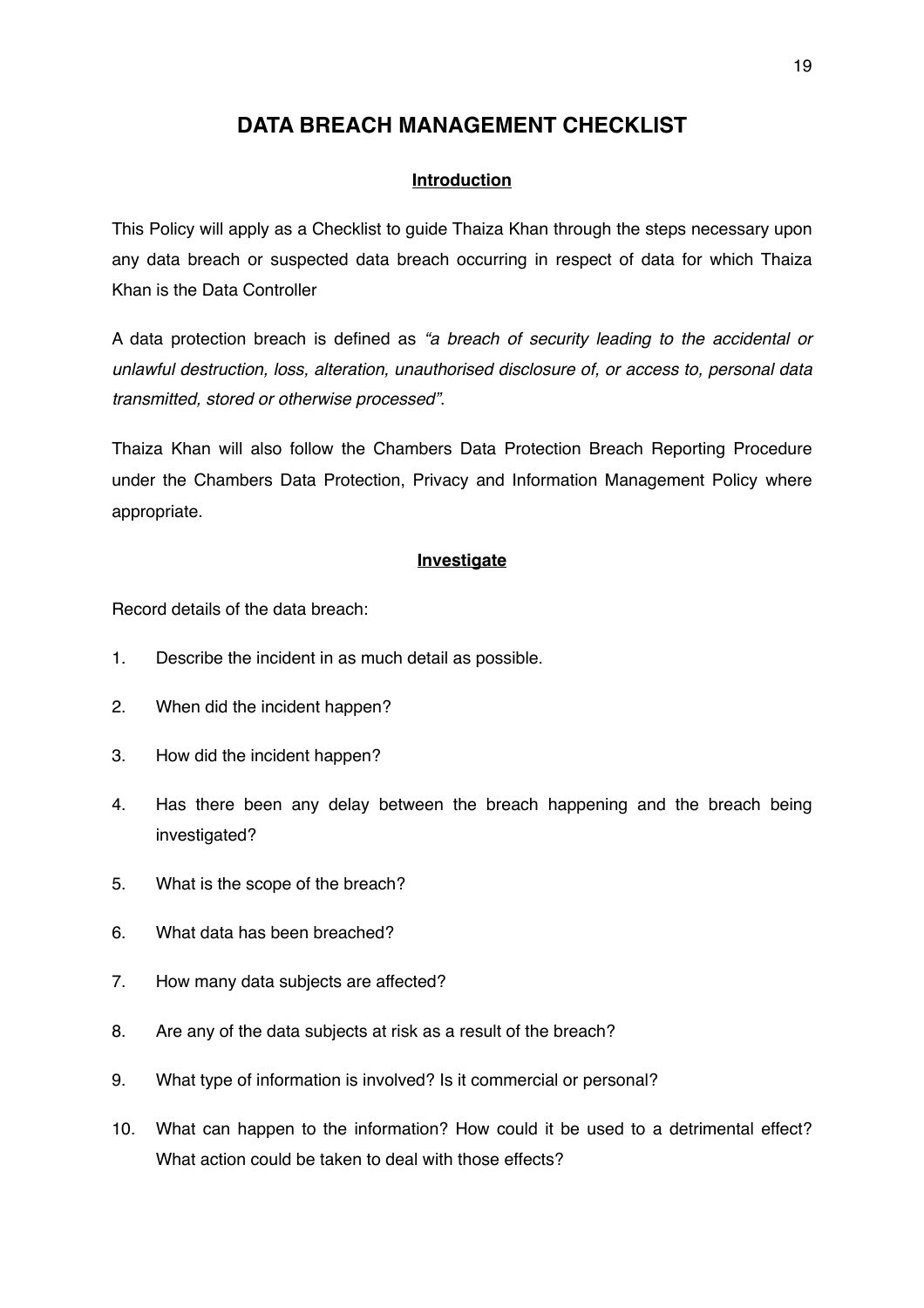# DATA BREACH MANAGEMENT CHECKLIST

## Introduction

This Policy will apply as a Checklist to guide Thaiza Khan through the steps necessary upon any data breach or suspected data breach occurring in respect of data for which Thaiza Khan is the Data Controller

A data protection breach is defined as *"a breach of security leading to the accidental or unlawful destruction, loss, alteration, unauthorised disclosure of, or access to, personal data transmitted, stored or otherwise processed"*.

Thaiza Khan will also follow the Chambers Data Protection Breach Reporting Procedure under the Chambers Data Protection, Privacy and Information Management Policy where appropriate.

## Investigate

Record details of the data breach:

1. Describe the incident in as much detail as possible.
2. When did the incident happen?
3. How did the incident happen?
4. Has there been any delay between the breach happening and the breach being investigated?
5. What is the scope of the breach?
6. What data has been breached?
7. How many data subjects are affected?
8. Are any of the data subjects at risk as a result of the breach?
9. What type of information is involved? Is it commercial or personal?
10. What can happen to the information? How could it be used to a detrimental effect? What action could be taken to deal with those effects?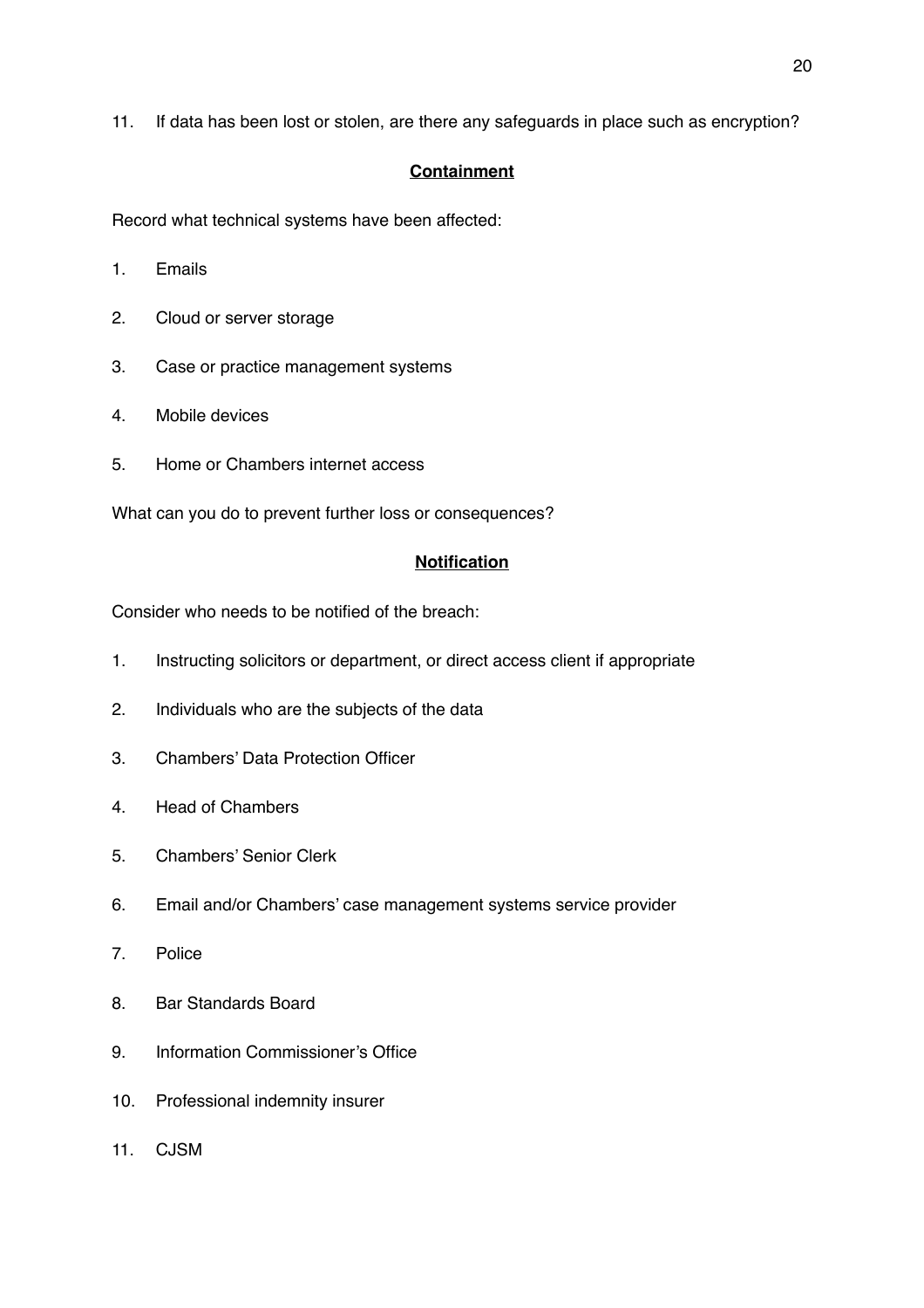11. If data has been lost or stolen, are there any safeguards in place such as encryption?

**<u>Containment</u>**

Record what technical systems have been affected:

1. Emails
2. Cloud or server storage
3. Case or practice management systems
4. Mobile devices
5. Home or Chambers internet access

What can you do to prevent further loss or consequences?

**<u>Notification</u>**

Consider who needs to be notified of the breach:

1. Instructing solicitors or department, or direct access client if appropriate
2. Individuals who are the subjects of the data
3. Chambers' Data Protection Officer
4. Head of Chambers
5. Chambers' Senior Clerk
6. Email and/or Chambers' case management systems service provider
7. Police
8. Bar Standards Board
9. Information Commissioner's Office
10. Professional indemnity insurer
11. CJSM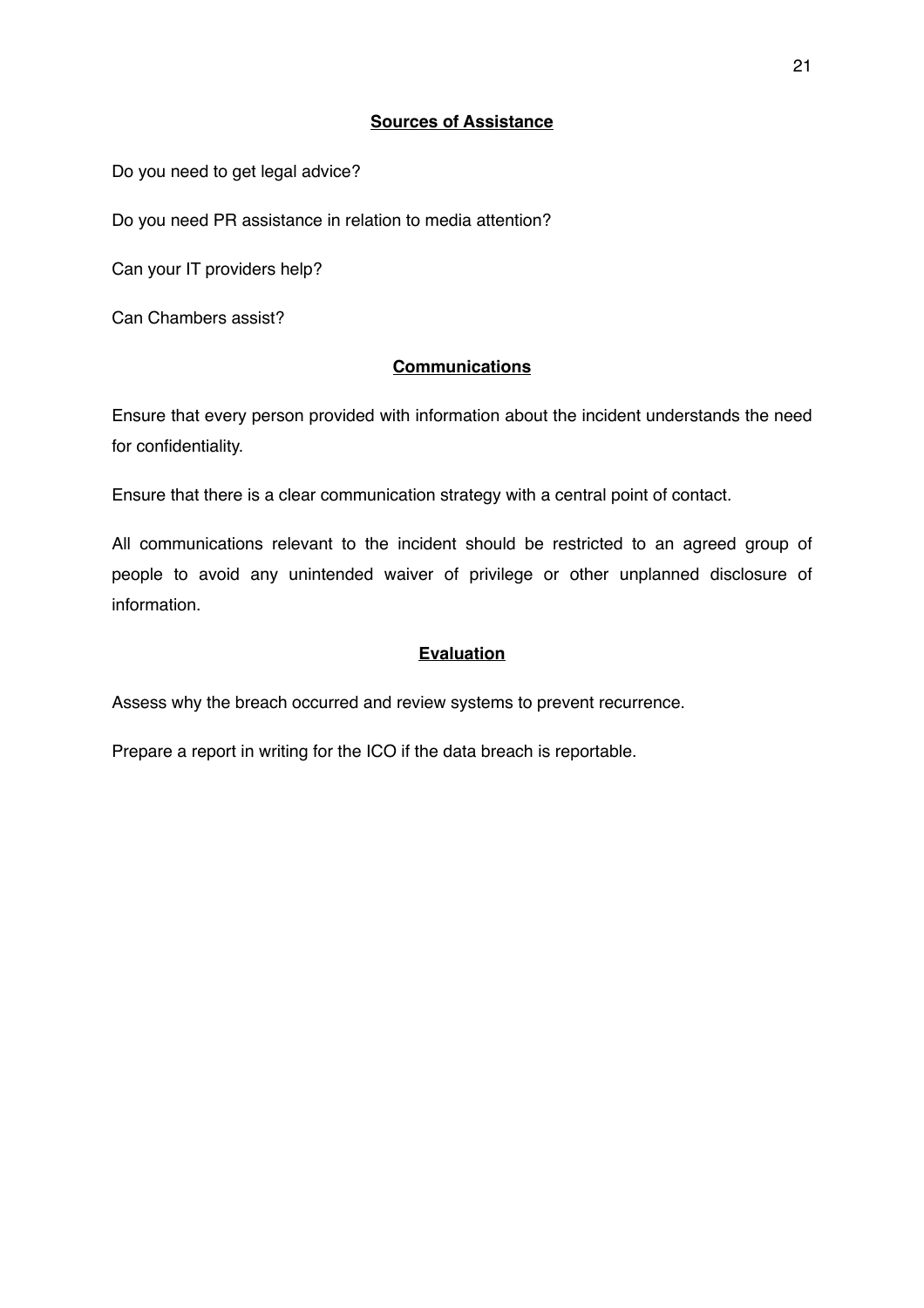## Sources of Assistance

Do you need to get legal advice?

Do you need PR assistance in relation to media attention?

Can your IT providers help?

Can Chambers assist?

## Communications

Ensure that every person provided with information about the incident understands the need for confidentiality.

Ensure that there is a clear communication strategy with a central point of contact.

All communications relevant to the incident should be restricted to an agreed group of people to avoid any unintended waiver of privilege or other unplanned disclosure of information.

## Evaluation

Assess why the breach occurred and review systems to prevent recurrence.

Prepare a report in writing for the ICO if the data breach is reportable.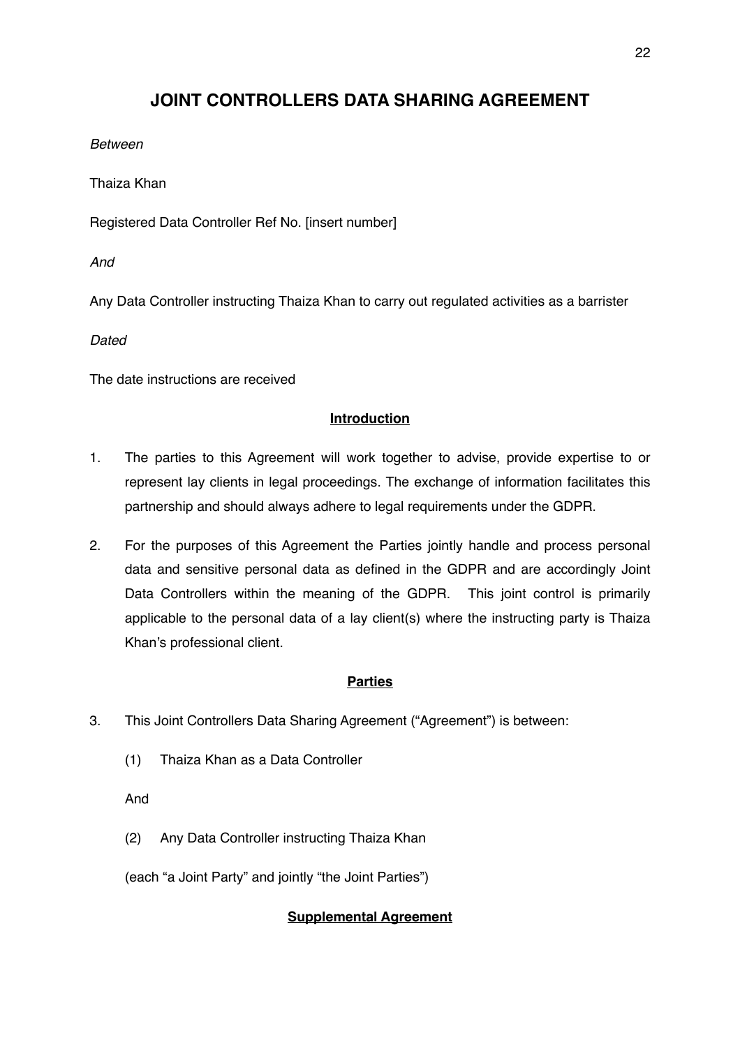# JOINT CONTROLLERS DATA SHARING AGREEMENT

*Between*

Thaiza Khan

Registered Data Controller Ref No. [insert number]

*And*

Any Data Controller instructing Thaiza Khan to carry out regulated activities as a barrister

*Dated*

The date instructions are received

**Introduction**

1. The parties to this Agreement will work together to advise, provide expertise to or represent lay clients in legal proceedings. The exchange of information facilitates this partnership and should always adhere to legal requirements under the GDPR.

2. For the purposes of this Agreement the Parties jointly handle and process personal data and sensitive personal data as defined in the GDPR and are accordingly Joint Data Controllers within the meaning of the GDPR. This joint control is primarily applicable to the personal data of a lay client(s) where the instructing party is Thaiza Khan's professional client.

**Parties**

3. This Joint Controllers Data Sharing Agreement ("Agreement") is between:

   (1) Thaiza Khan as a Data Controller

   And

   (2) Any Data Controller instructing Thaiza Khan

   (each "a Joint Party" and jointly "the Joint Parties")

**Supplemental Agreement**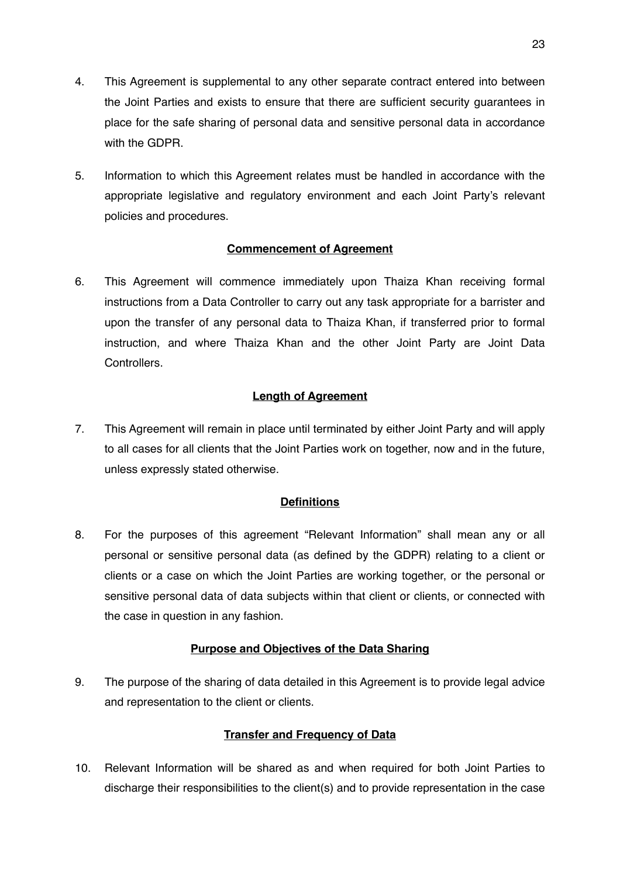4. This Agreement is supplemental to any other separate contract entered into between the Joint Parties and exists to ensure that there are sufficient security guarantees in place for the safe sharing of personal data and sensitive personal data in accordance with the GDPR.

5. Information to which this Agreement relates must be handled in accordance with the appropriate legislative and regulatory environment and each Joint Party's relevant policies and procedures.

**Commencement of Agreement**

6. This Agreement will commence immediately upon Thaiza Khan receiving formal instructions from a Data Controller to carry out any task appropriate for a barrister and upon the transfer of any personal data to Thaiza Khan, if transferred prior to formal instruction, and where Thaiza Khan and the other Joint Party are Joint Data Controllers.

**Length of Agreement**

7. This Agreement will remain in place until terminated by either Joint Party and will apply to all cases for all clients that the Joint Parties work on together, now and in the future, unless expressly stated otherwise.

**Definitions**

8. For the purposes of this agreement "Relevant Information" shall mean any or all personal or sensitive personal data (as defined by the GDPR) relating to a client or clients or a case on which the Joint Parties are working together, or the personal or sensitive personal data of data subjects within that client or clients, or connected with the case in question in any fashion.

**Purpose and Objectives of the Data Sharing**

9. The purpose of the sharing of data detailed in this Agreement is to provide legal advice and representation to the client or clients.

**Transfer and Frequency of Data**

10. Relevant Information will be shared as and when required for both Joint Parties to discharge their responsibilities to the client(s) and to provide representation in the case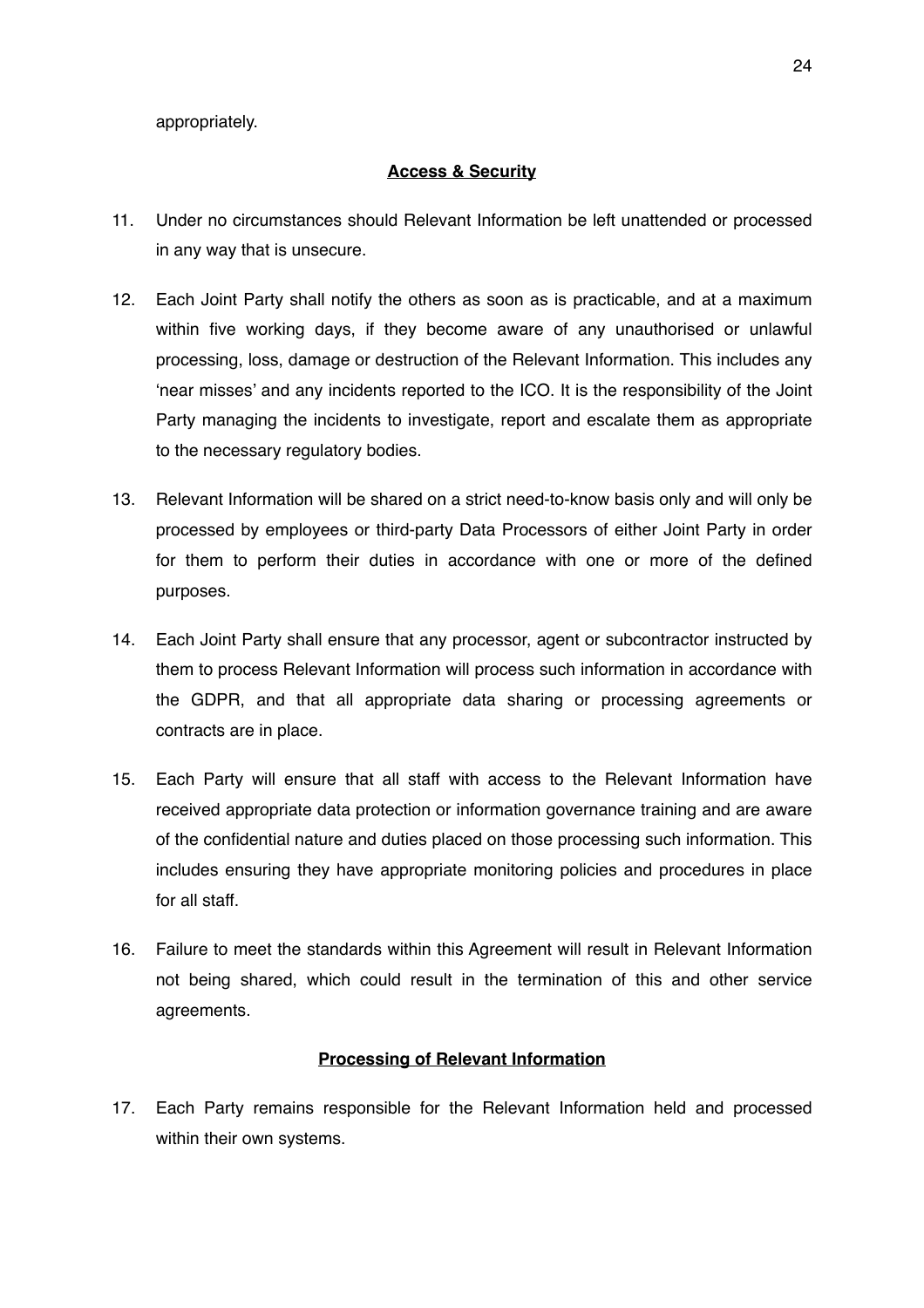appropriately.

**Access & Security**

11. Under no circumstances should Relevant Information be left unattended or processed in any way that is unsecure.

12. Each Joint Party shall notify the others as soon as is practicable, and at a maximum within five working days, if they become aware of any unauthorised or unlawful processing, loss, damage or destruction of the Relevant Information. This includes any 'near misses' and any incidents reported to the ICO. It is the responsibility of the Joint Party managing the incidents to investigate, report and escalate them as appropriate to the necessary regulatory bodies.

13. Relevant Information will be shared on a strict need-to-know basis only and will only be processed by employees or third-party Data Processors of either Joint Party in order for them to perform their duties in accordance with one or more of the defined purposes.

14. Each Joint Party shall ensure that any processor, agent or subcontractor instructed by them to process Relevant Information will process such information in accordance with the GDPR, and that all appropriate data sharing or processing agreements or contracts are in place.

15. Each Party will ensure that all staff with access to the Relevant Information have received appropriate data protection or information governance training and are aware of the confidential nature and duties placed on those processing such information. This includes ensuring they have appropriate monitoring policies and procedures in place for all staff.

16. Failure to meet the standards within this Agreement will result in Relevant Information not being shared, which could result in the termination of this and other service agreements.

**Processing of Relevant Information**

17. Each Party remains responsible for the Relevant Information held and processed within their own systems.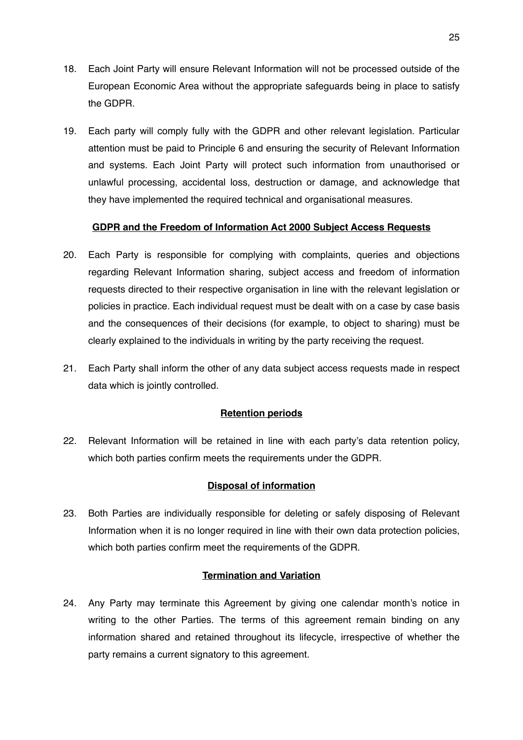18. Each Joint Party will ensure Relevant Information will not be processed outside of the European Economic Area without the appropriate safeguards being in place to satisfy the GDPR.

19. Each party will comply fully with the GDPR and other relevant legislation. Particular attention must be paid to Principle 6 and ensuring the security of Relevant Information and systems. Each Joint Party will protect such information from unauthorised or unlawful processing, accidental loss, destruction or damage, and acknowledge that they have implemented the required technical and organisational measures.

**GDPR and the Freedom of Information Act 2000 Subject Access Requests**

20. Each Party is responsible for complying with complaints, queries and objections regarding Relevant Information sharing, subject access and freedom of information requests directed to their respective organisation in line with the relevant legislation or policies in practice. Each individual request must be dealt with on a case by case basis and the consequences of their decisions (for example, to object to sharing) must be clearly explained to the individuals in writing by the party receiving the request.

21. Each Party shall inform the other of any data subject access requests made in respect data which is jointly controlled.

**Retention periods**

22. Relevant Information will be retained in line with each party's data retention policy, which both parties confirm meets the requirements under the GDPR.

**Disposal of information**

23. Both Parties are individually responsible for deleting or safely disposing of Relevant Information when it is no longer required in line with their own data protection policies, which both parties confirm meet the requirements of the GDPR.

**Termination and Variation**

24. Any Party may terminate this Agreement by giving one calendar month's notice in writing to the other Parties. The terms of this agreement remain binding on any information shared and retained throughout its lifecycle, irrespective of whether the party remains a current signatory to this agreement.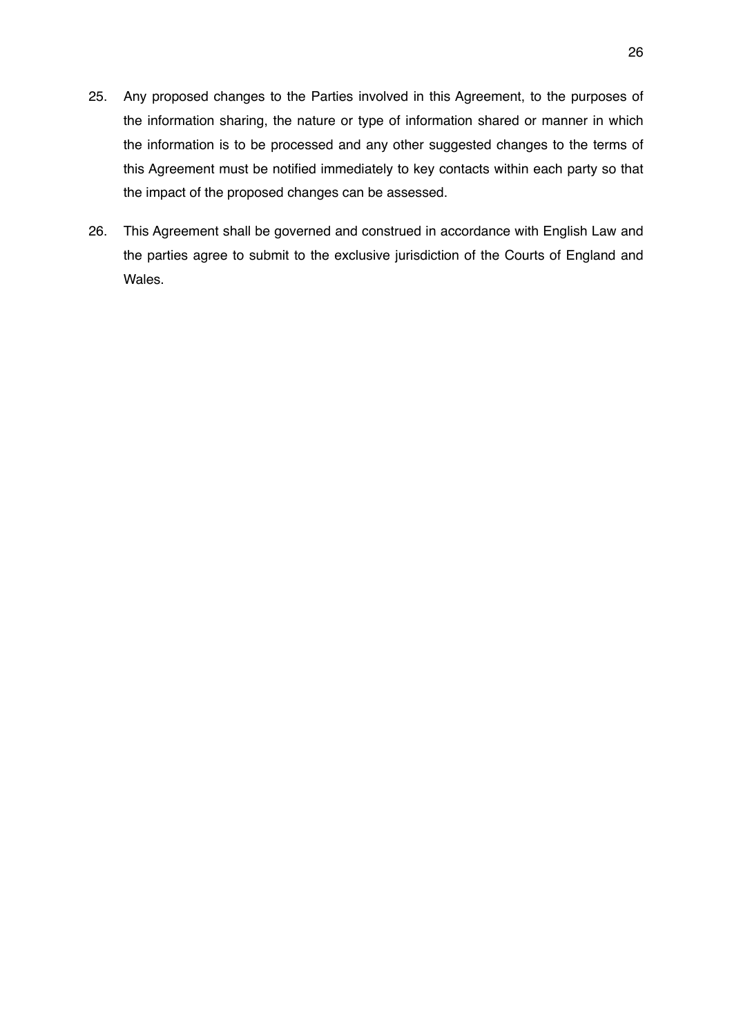25. Any proposed changes to the Parties involved in this Agreement, to the purposes of the information sharing, the nature or type of information shared or manner in which the information is to be processed and any other suggested changes to the terms of this Agreement must be notified immediately to key contacts within each party so that the impact of the proposed changes can be assessed.

26. This Agreement shall be governed and construed in accordance with English Law and the parties agree to submit to the exclusive jurisdiction of the Courts of England and Wales.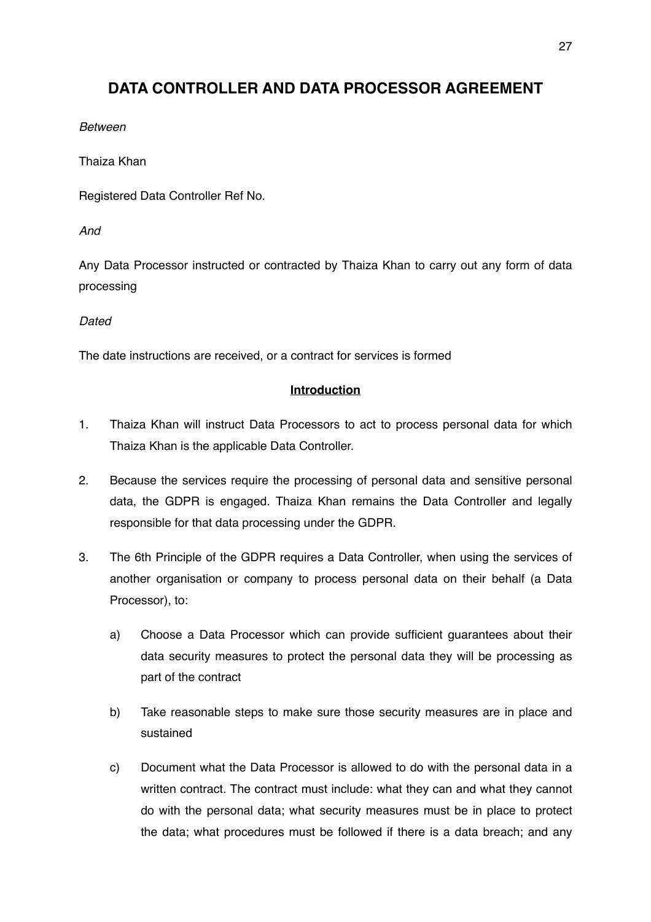## DATA CONTROLLER AND DATA PROCESSOR AGREEMENT

*Between*

Thaiza Khan

Registered Data Controller Ref No.

*And*

Any Data Processor instructed or contracted by Thaiza Khan to carry out any form of data processing

*Dated*

The date instructions are received, or a contract for services is formed

**<u>Introduction</u>**

1. Thaiza Khan will instruct Data Processors to act to process personal data for which Thaiza Khan is the applicable Data Controller.

2. Because the services require the processing of personal data and sensitive personal data, the GDPR is engaged. Thaiza Khan remains the Data Controller and legally responsible for that data processing under the GDPR.

3. The 6th Principle of the GDPR requires a Data Controller, when using the services of another organisation or company to process personal data on their behalf (a Data Processor), to:

    a) Choose a Data Processor which can provide sufficient guarantees about their data security measures to protect the personal data they will be processing as part of the contract

    b) Take reasonable steps to make sure those security measures are in place and sustained

    c) Document what the Data Processor is allowed to do with the personal data in a written contract. The contract must include: what they can and what they cannot do with the personal data; what security measures must be in place to protect the data; what procedures must be followed if there is a data breach; and any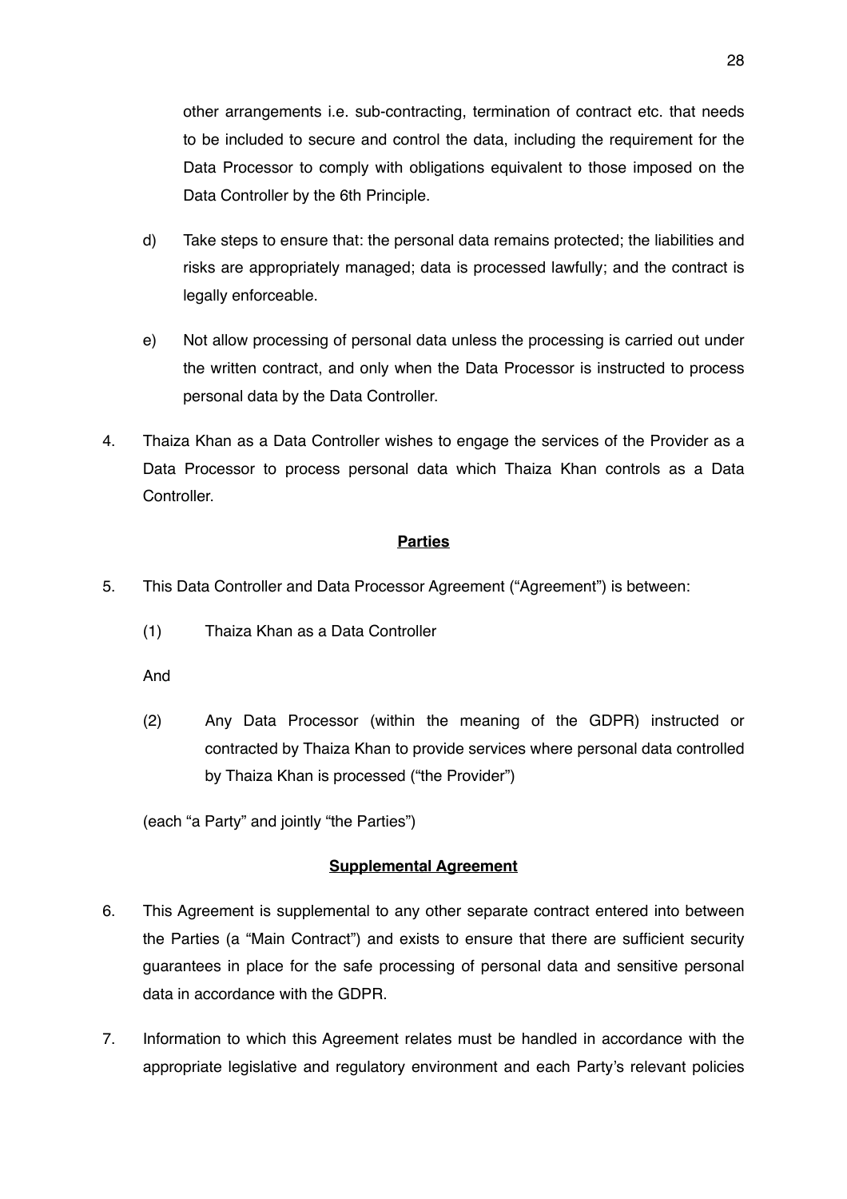other arrangements i.e. sub-contracting, termination of contract etc. that needs to be included to secure and control the data, including the requirement for the Data Processor to comply with obligations equivalent to those imposed on the Data Controller by the 6th Principle.

d) Take steps to ensure that: the personal data remains protected; the liabilities and risks are appropriately managed; data is processed lawfully; and the contract is legally enforceable.

e) Not allow processing of personal data unless the processing is carried out under the written contract, and only when the Data Processor is instructed to process personal data by the Data Controller.

4. Thaiza Khan as a Data Controller wishes to engage the services of the Provider as a Data Processor to process personal data which Thaiza Khan controls as a Data Controller.

**Parties**

5. This Data Controller and Data Processor Agreement ("Agreement") is between:

   (1) Thaiza Khan as a Data Controller

   And

   (2) Any Data Processor (within the meaning of the GDPR) instructed or contracted by Thaiza Khan to provide services where personal data controlled by Thaiza Khan is processed ("the Provider")

   (each "a Party" and jointly "the Parties")

**Supplemental Agreement**

6. This Agreement is supplemental to any other separate contract entered into between the Parties (a "Main Contract") and exists to ensure that there are sufficient security guarantees in place for the safe processing of personal data and sensitive personal data in accordance with the GDPR.

7. Information to which this Agreement relates must be handled in accordance with the appropriate legislative and regulatory environment and each Party's relevant policies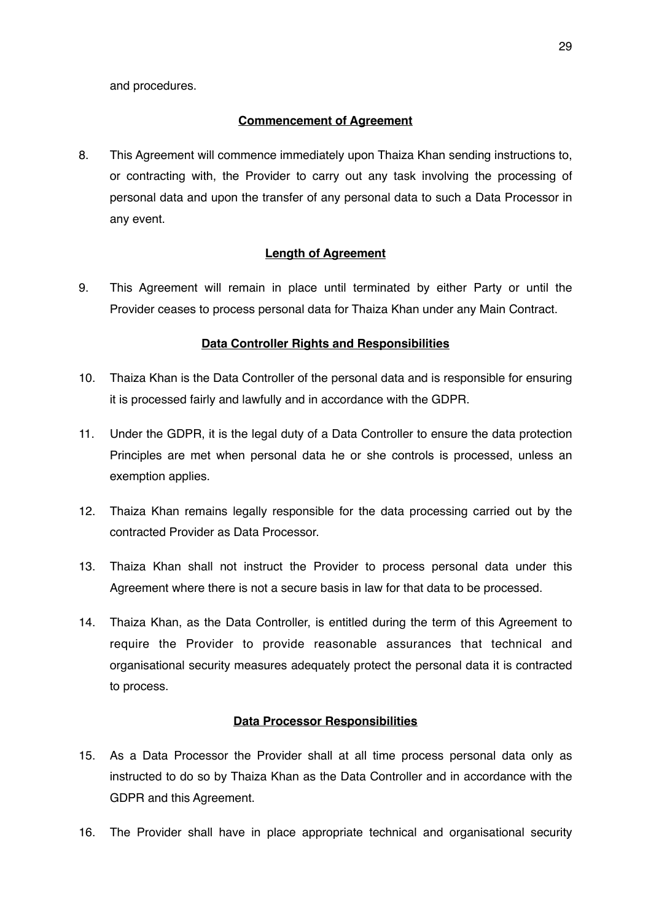and procedures.

**Commencement of Agreement**

8. This Agreement will commence immediately upon Thaiza Khan sending instructions to, or contracting with, the Provider to carry out any task involving the processing of personal data and upon the transfer of any personal data to such a Data Processor in any event.

**Length of Agreement**

9. This Agreement will remain in place until terminated by either Party or until the Provider ceases to process personal data for Thaiza Khan under any Main Contract.

**Data Controller Rights and Responsibilities**

10. Thaiza Khan is the Data Controller of the personal data and is responsible for ensuring it is processed fairly and lawfully and in accordance with the GDPR.

11. Under the GDPR, it is the legal duty of a Data Controller to ensure the data protection Principles are met when personal data he or she controls is processed, unless an exemption applies.

12. Thaiza Khan remains legally responsible for the data processing carried out by the contracted Provider as Data Processor.

13. Thaiza Khan shall not instruct the Provider to process personal data under this Agreement where there is not a secure basis in law for that data to be processed.

14. Thaiza Khan, as the Data Controller, is entitled during the term of this Agreement to require the Provider to provide reasonable assurances that technical and organisational security measures adequately protect the personal data it is contracted to process.

**Data Processor Responsibilities**

15. As a Data Processor the Provider shall at all time process personal data only as instructed to do so by Thaiza Khan as the Data Controller and in accordance with the GDPR and this Agreement.

16. The Provider shall have in place appropriate technical and organisational security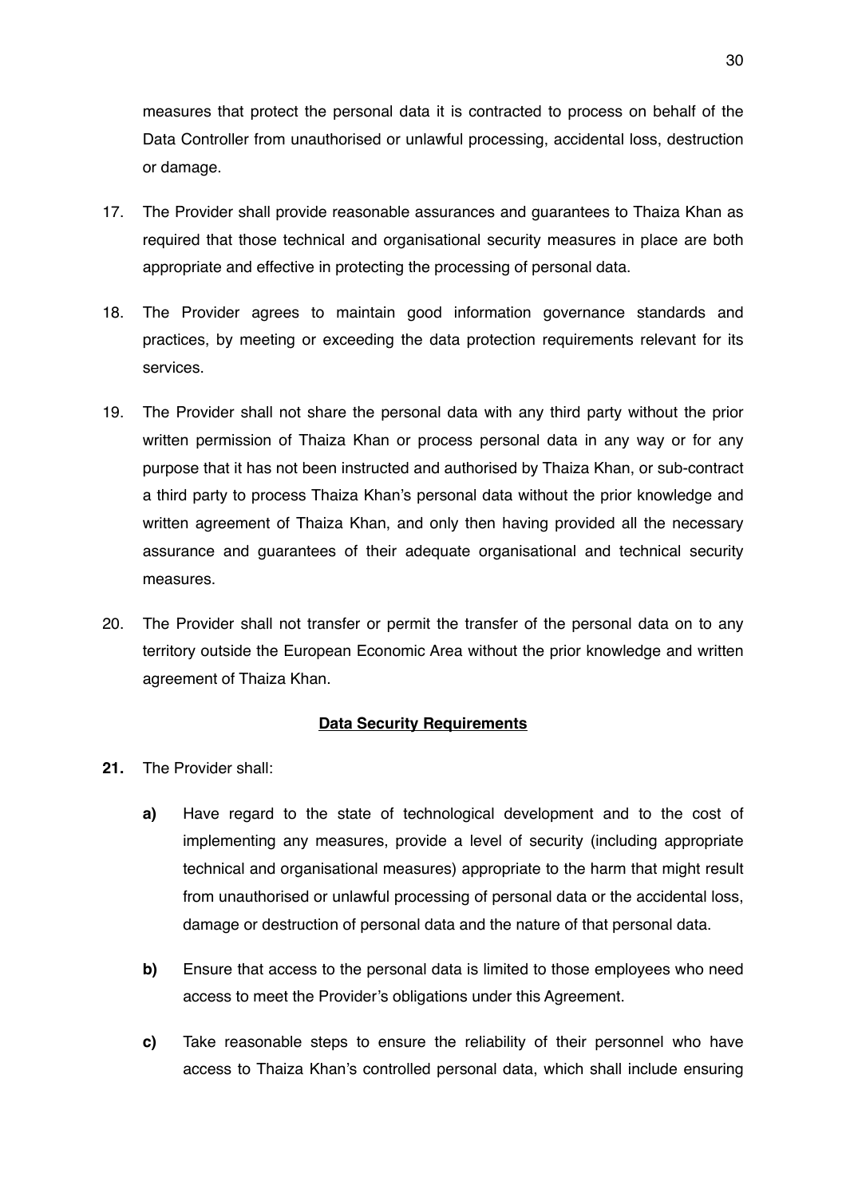measures that protect the personal data it is contracted to process on behalf of the Data Controller from unauthorised or unlawful processing, accidental loss, destruction or damage.

17. The Provider shall provide reasonable assurances and guarantees to Thaiza Khan as required that those technical and organisational security measures in place are both appropriate and effective in protecting the processing of personal data.

18. The Provider agrees to maintain good information governance standards and practices, by meeting or exceeding the data protection requirements relevant for its services.

19. The Provider shall not share the personal data with any third party without the prior written permission of Thaiza Khan or process personal data in any way or for any purpose that it has not been instructed and authorised by Thaiza Khan, or sub-contract a third party to process Thaiza Khan's personal data without the prior knowledge and written agreement of Thaiza Khan, and only then having provided all the necessary assurance and guarantees of their adequate organisational and technical security measures.

20. The Provider shall not transfer or permit the transfer of the personal data on to any territory outside the European Economic Area without the prior knowledge and written agreement of Thaiza Khan.

**Data Security Requirements**

**21.** The Provider shall:

**a)** Have regard to the state of technological development and to the cost of implementing any measures, provide a level of security (including appropriate technical and organisational measures) appropriate to the harm that might result from unauthorised or unlawful processing of personal data or the accidental loss, damage or destruction of personal data and the nature of that personal data.

**b)** Ensure that access to the personal data is limited to those employees who need access to meet the Provider's obligations under this Agreement.

**c)** Take reasonable steps to ensure the reliability of their personnel who have access to Thaiza Khan's controlled personal data, which shall include ensuring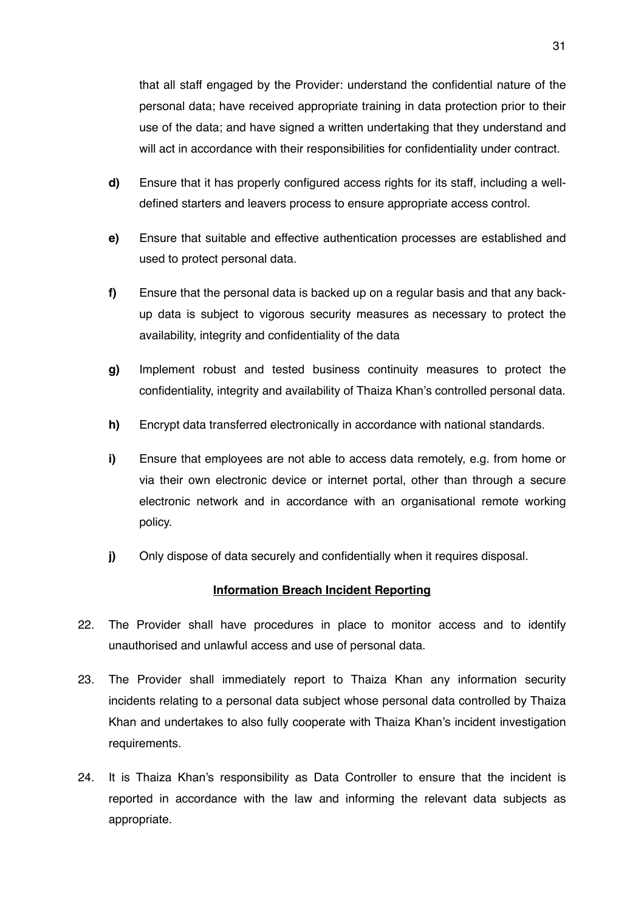that all staff engaged by the Provider: understand the confidential nature of the personal data; have received appropriate training in data protection prior to their use of the data; and have signed a written undertaking that they understand and will act in accordance with their responsibilities for confidentiality under contract.

**d)** Ensure that it has properly configured access rights for its staff, including a well-defined starters and leavers process to ensure appropriate access control.

**e)** Ensure that suitable and effective authentication processes are established and used to protect personal data.

**f)** Ensure that the personal data is backed up on a regular basis and that any back-up data is subject to vigorous security measures as necessary to protect the availability, integrity and confidentiality of the data

**g)** Implement robust and tested business continuity measures to protect the confidentiality, integrity and availability of Thaiza Khan's controlled personal data.

**h)** Encrypt data transferred electronically in accordance with national standards.

**i)** Ensure that employees are not able to access data remotely, e.g. from home or via their own electronic device or internet portal, other than through a secure electronic network and in accordance with an organisational remote working policy.

**j)** Only dispose of data securely and confidentially when it requires disposal.

**<u>Information Breach Incident Reporting</u>**

22. The Provider shall have procedures in place to monitor access and to identify unauthorised and unlawful access and use of personal data.

23. The Provider shall immediately report to Thaiza Khan any information security incidents relating to a personal data subject whose personal data controlled by Thaiza Khan and undertakes to also fully cooperate with Thaiza Khan's incident investigation requirements.

24. It is Thaiza Khan's responsibility as Data Controller to ensure that the incident is reported in accordance with the law and informing the relevant data subjects as appropriate.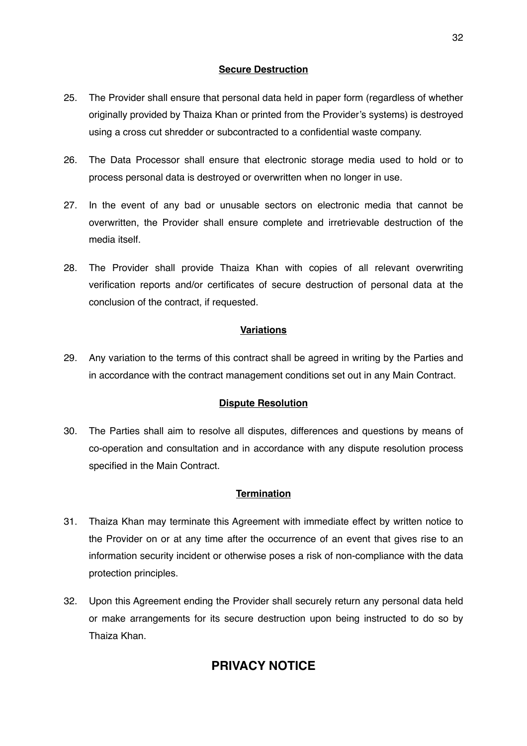**Secure Destruction**

25. The Provider shall ensure that personal data held in paper form (regardless of whether originally provided by Thaiza Khan or printed from the Provider's systems) is destroyed using a cross cut shredder or subcontracted to a confidential waste company.

26. The Data Processor shall ensure that electronic storage media used to hold or to process personal data is destroyed or overwritten when no longer in use.

27. In the event of any bad or unusable sectors on electronic media that cannot be overwritten, the Provider shall ensure complete and irretrievable destruction of the media itself.

28. The Provider shall provide Thaiza Khan with copies of all relevant overwriting verification reports and/or certificates of secure destruction of personal data at the conclusion of the contract, if requested.

**Variations**

29. Any variation to the terms of this contract shall be agreed in writing by the Parties and in accordance with the contract management conditions set out in any Main Contract.

**Dispute Resolution**

30. The Parties shall aim to resolve all disputes, differences and questions by means of co-operation and consultation and in accordance with any dispute resolution process specified in the Main Contract.

**Termination**

31. Thaiza Khan may terminate this Agreement with immediate effect by written notice to the Provider on or at any time after the occurrence of an event that gives rise to an information security incident or otherwise poses a risk of non-compliance with the data protection principles.

32. Upon this Agreement ending the Provider shall securely return any personal data held or make arrangements for its secure destruction upon being instructed to do so by Thaiza Khan.

## PRIVACY NOTICE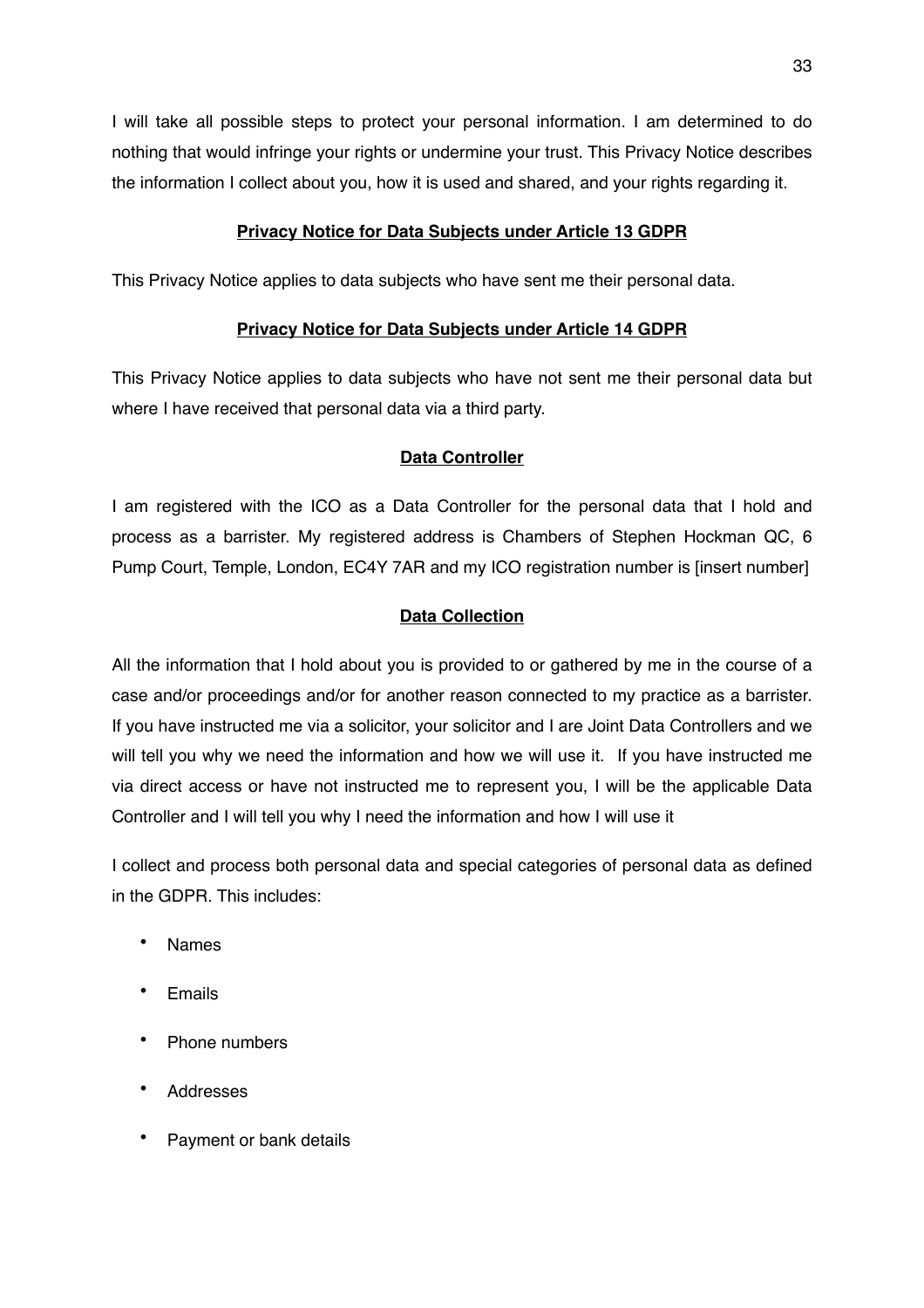I will take all possible steps to protect your personal information. I am determined to do nothing that would infringe your rights or undermine your trust. This Privacy Notice describes the information I collect about you, how it is used and shared, and your rights regarding it.

## Privacy Notice for Data Subjects under Article 13 GDPR

This Privacy Notice applies to data subjects who have sent me their personal data.

## Privacy Notice for Data Subjects under Article 14 GDPR

This Privacy Notice applies to data subjects who have not sent me their personal data but where I have received that personal data via a third party.

## Data Controller

I am registered with the ICO as a Data Controller for the personal data that I hold and process as a barrister. My registered address is Chambers of Stephen Hockman QC, 6 Pump Court, Temple, London, EC4Y 7AR and my ICO registration number is [insert number]

## Data Collection

All the information that I hold about you is provided to or gathered by me in the course of a case and/or proceedings and/or for another reason connected to my practice as a barrister. If you have instructed me via a solicitor, your solicitor and I are Joint Data Controllers and we will tell you why we need the information and how we will use it. If you have instructed me via direct access or have not instructed me to represent you, I will be the applicable Data Controller and I will tell you why I need the information and how I will use it

I collect and process both personal data and special categories of personal data as defined in the GDPR. This includes:

- Names
- Emails
- Phone numbers
- Addresses
- Payment or bank details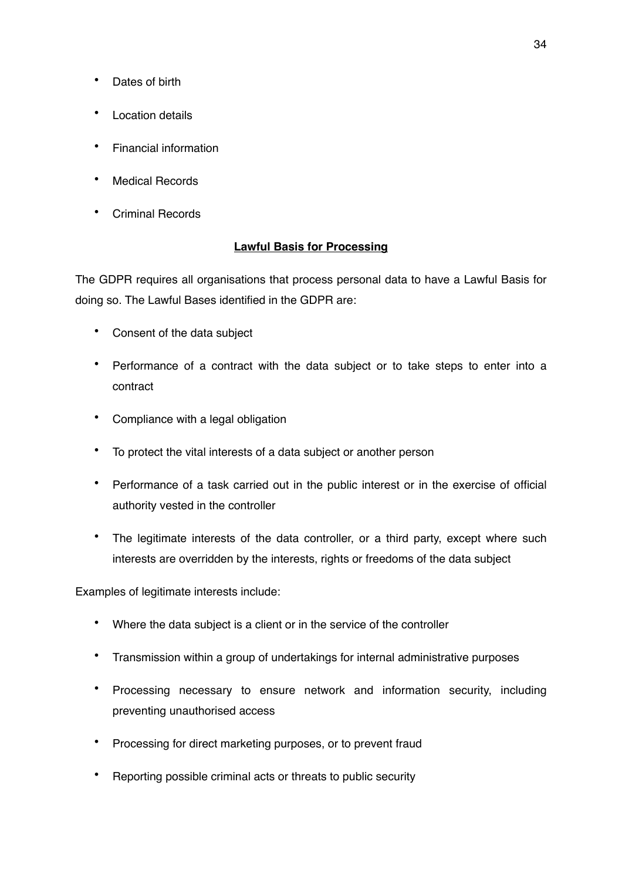- Dates of birth
- Location details
- Financial information
- Medical Records
- Criminal Records

## Lawful Basis for Processing

The GDPR requires all organisations that process personal data to have a Lawful Basis for doing so. The Lawful Bases identified in the GDPR are:

- Consent of the data subject
- Performance of a contract with the data subject or to take steps to enter into a contract
- Compliance with a legal obligation
- To protect the vital interests of a data subject or another person
- Performance of a task carried out in the public interest or in the exercise of official authority vested in the controller
- The legitimate interests of the data controller, or a third party, except where such interests are overridden by the interests, rights or freedoms of the data subject

Examples of legitimate interests include:

- Where the data subject is a client or in the service of the controller
- Transmission within a group of undertakings for internal administrative purposes
- Processing necessary to ensure network and information security, including preventing unauthorised access
- Processing for direct marketing purposes, or to prevent fraud
- Reporting possible criminal acts or threats to public security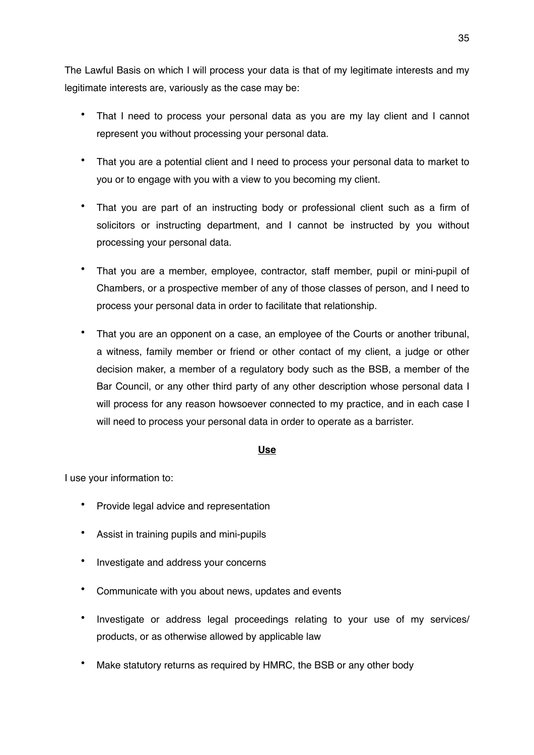The Lawful Basis on which I will process your data is that of my legitimate interests and my legitimate interests are, variously as the case may be:

- That I need to process your personal data as you are my lay client and I cannot represent you without processing your personal data.
- That you are a potential client and I need to process your personal data to market to you or to engage with you with a view to you becoming my client.
- That you are part of an instructing body or professional client such as a firm of solicitors or instructing department, and I cannot be instructed by you without processing your personal data.
- That you are a member, employee, contractor, staff member, pupil or mini-pupil of Chambers, or a prospective member of any of those classes of person, and I need to process your personal data in order to facilitate that relationship.
- That you are an opponent on a case, an employee of the Courts or another tribunal, a witness, family member or friend or other contact of my client, a judge or other decision maker, a member of a regulatory body such as the BSB, a member of the Bar Council, or any other third party of any other description whose personal data I will process for any reason howsoever connected to my practice, and in each case I will need to process your personal data in order to operate as a barrister.

**Use**

I use your information to:

- Provide legal advice and representation
- Assist in training pupils and mini-pupils
- Investigate and address your concerns
- Communicate with you about news, updates and events
- Investigate or address legal proceedings relating to your use of my services/ products, or as otherwise allowed by applicable law
- Make statutory returns as required by HMRC, the BSB or any other body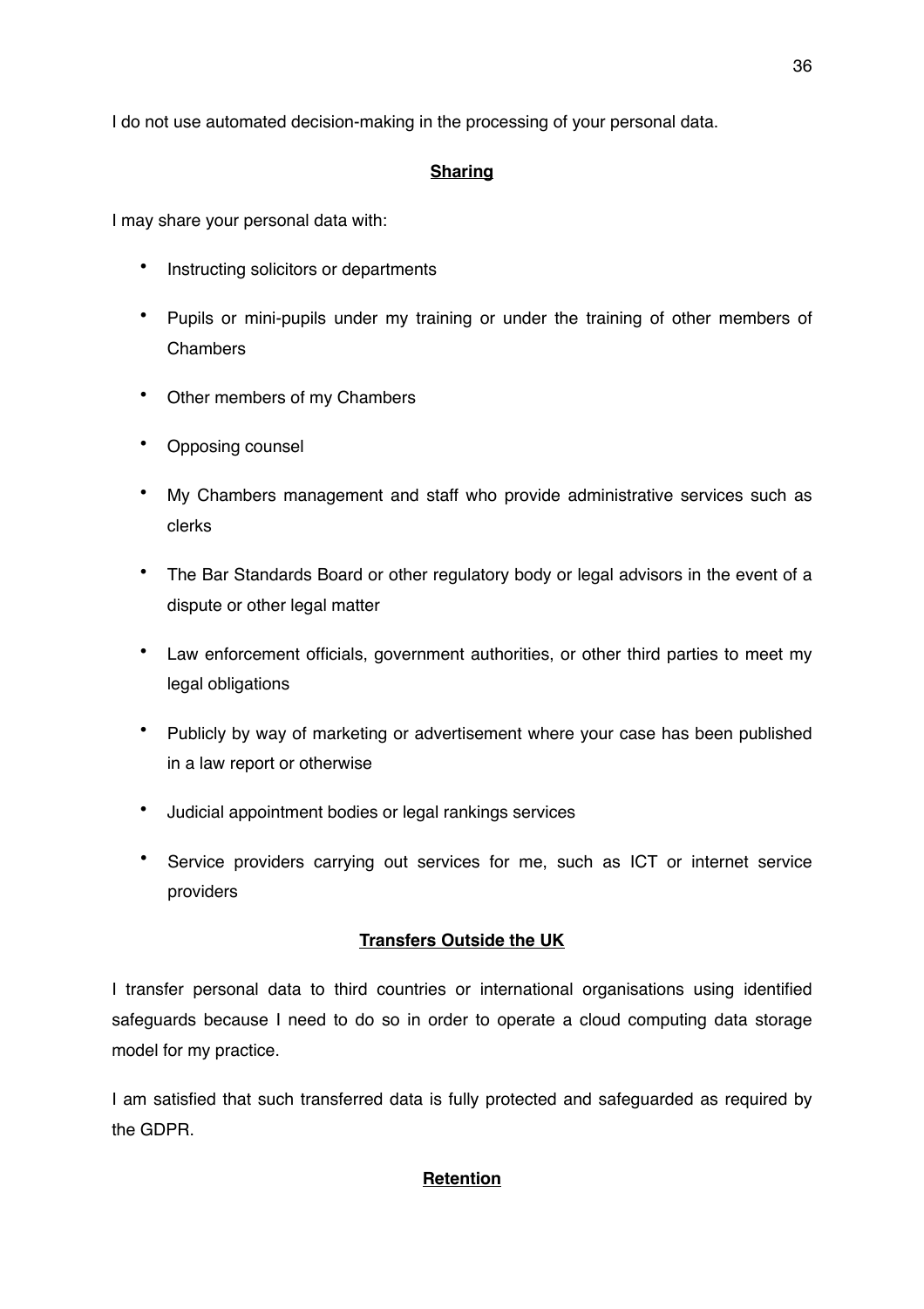I do not use automated decision-making in the processing of your personal data.

**Sharing**

I may share your personal data with:

- Instructing solicitors or departments
- Pupils or mini-pupils under my training or under the training of other members of Chambers
- Other members of my Chambers
- Opposing counsel
- My Chambers management and staff who provide administrative services such as clerks
- The Bar Standards Board or other regulatory body or legal advisors in the event of a dispute or other legal matter
- Law enforcement officials, government authorities, or other third parties to meet my legal obligations
- Publicly by way of marketing or advertisement where your case has been published in a law report or otherwise
- Judicial appointment bodies or legal rankings services
- Service providers carrying out services for me, such as ICT or internet service providers

**Transfers Outside the UK**

I transfer personal data to third countries or international organisations using identified safeguards because I need to do so in order to operate a cloud computing data storage model for my practice.

I am satisfied that such transferred data is fully protected and safeguarded as required by the GDPR.

**Retention**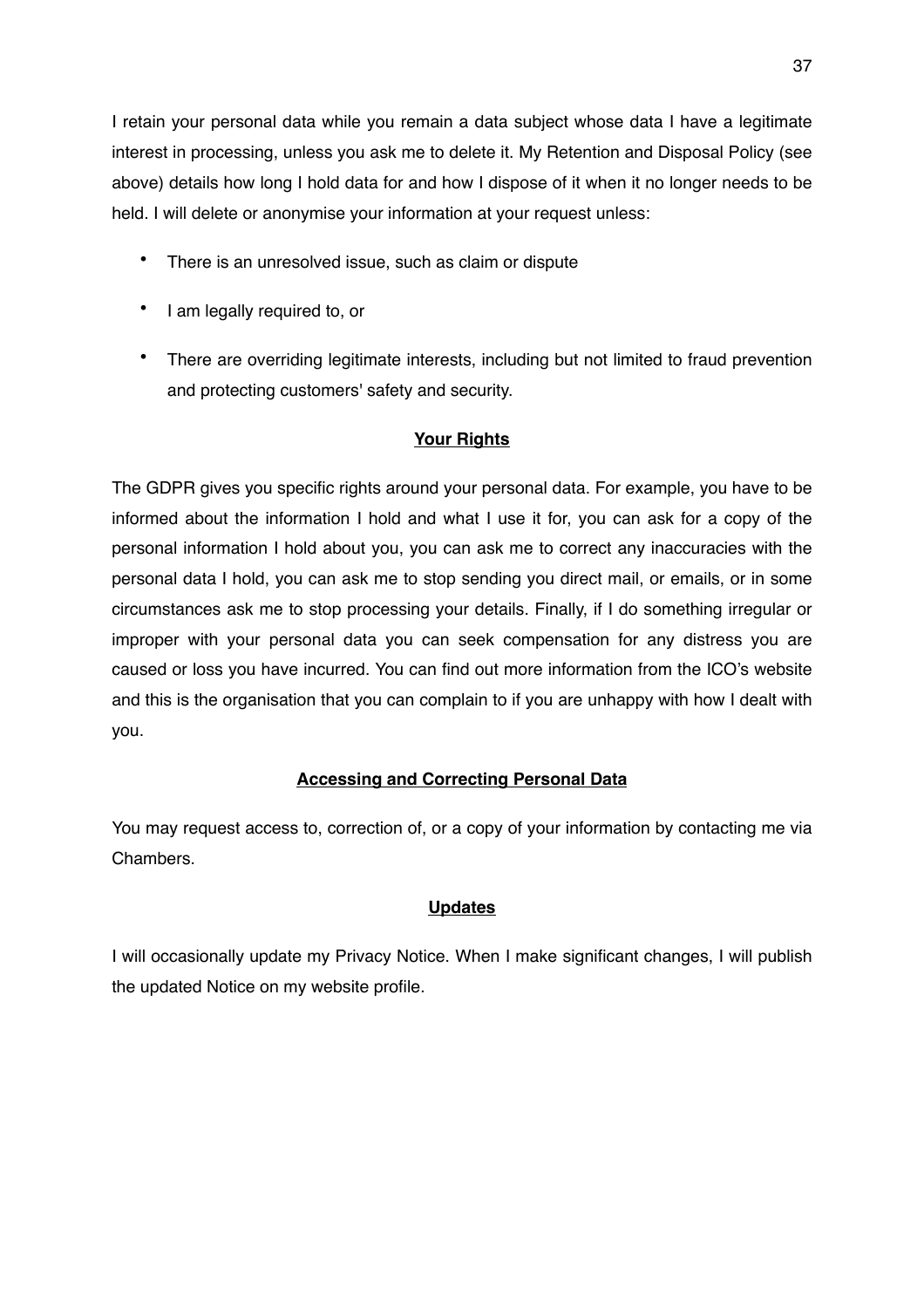I retain your personal data while you remain a data subject whose data I have a legitimate interest in processing, unless you ask me to delete it. My Retention and Disposal Policy (see above) details how long I hold data for and how I dispose of it when it no longer needs to be held. I will delete or anonymise your information at your request unless:

- There is an unresolved issue, such as claim or dispute
- I am legally required to, or
- There are overriding legitimate interests, including but not limited to fraud prevention and protecting customers' safety and security.

**Your Rights**

The GDPR gives you specific rights around your personal data. For example, you have to be informed about the information I hold and what I use it for, you can ask for a copy of the personal information I hold about you, you can ask me to correct any inaccuracies with the personal data I hold, you can ask me to stop sending you direct mail, or emails, or in some circumstances ask me to stop processing your details. Finally, if I do something irregular or improper with your personal data you can seek compensation for any distress you are caused or loss you have incurred. You can find out more information from the ICO's website and this is the organisation that you can complain to if you are unhappy with how I dealt with you.

**Accessing and Correcting Personal Data**

You may request access to, correction of, or a copy of your information by contacting me via Chambers.

**Updates**

I will occasionally update my Privacy Notice. When I make significant changes, I will publish the updated Notice on my website profile.